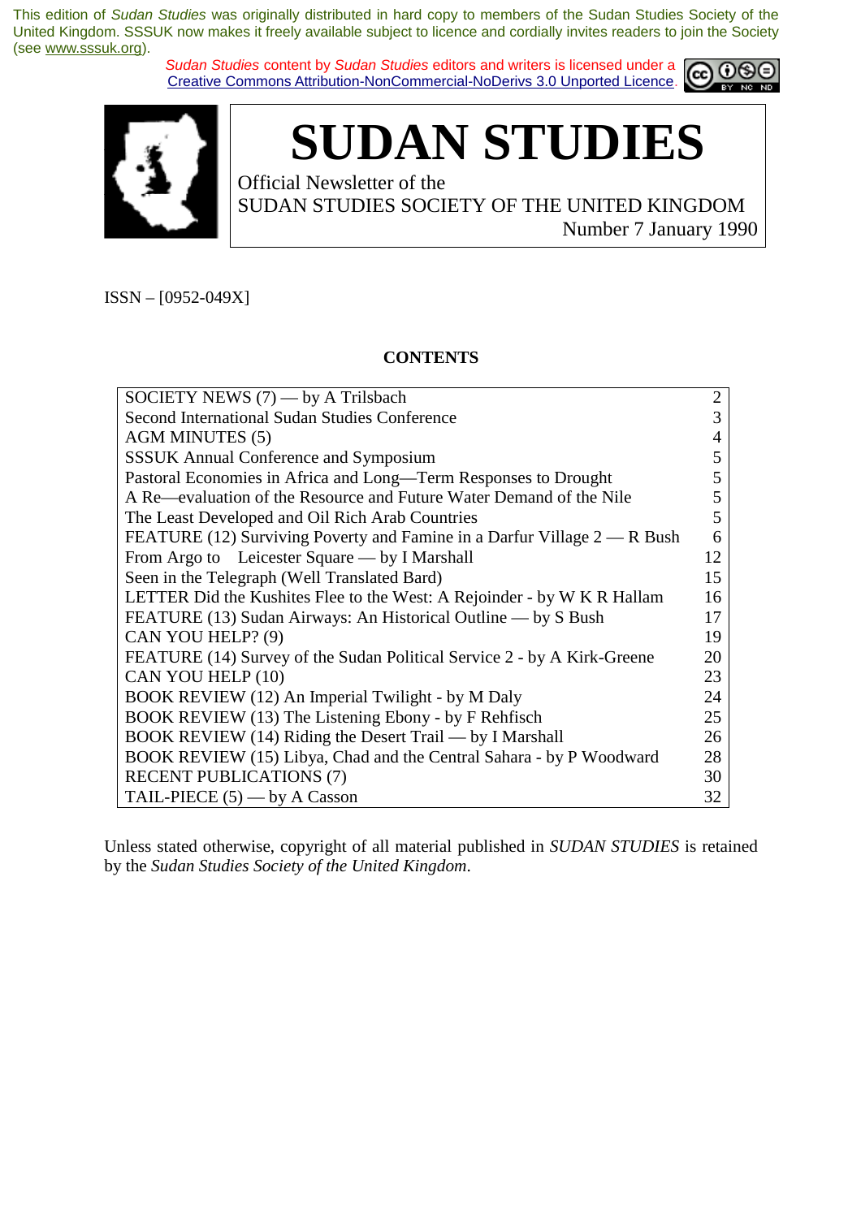This edition of *Sudan Studies* was originally distributed in hard copy to members of the Sudan Studies Society of the United Kingdom. SSSUK now makes it freely available subject to licence and cordially invites readers to join the Society (see www.sssuk.org).

*Sudan Studies* content by *Sudan Studies* editors and writers is licensed under a Creative Commons Attribution-NonCommercial-NoDerivs 3.0 Unported Licence.

# SUDAN STUDIES

Official Newsletter of the
SUDAN STUDIES SOCIETY OF THE UNITED KINGDOM
Number 7 January 1990

ISSN – [0952-049X]

**CONTENTS**

| | |
|---|---|
| SOCIETY NEWS (7) — by A Trilsbach | 2 |
| Second International Sudan Studies Conference | 3 |
| AGM MINUTES (5) | 4 |
| SSSUK Annual Conference and Symposium | 5 |
| Pastoral Economies in Africa and Long—Term Responses to Drought | 5 |
| A Re—evaluation of the Resource and Future Water Demand of the Nile | 5 |
| The Least Developed and Oil Rich Arab Countries | 5 |
| FEATURE (12) Surviving Poverty and Famine in a Darfur Village 2 — R Bush | 6 |
| From Argo to Leicester Square — by I Marshall | 12 |
| Seen in the Telegraph (Well Translated Bard) | 15 |
| LETTER Did the Kushites Flee to the West: A Rejoinder - by W K R Hallam | 16 |
| FEATURE (13) Sudan Airways: An Historical Outline — by S Bush | 17 |
| CAN YOU HELP? (9) | 19 |
| FEATURE (14) Survey of the Sudan Political Service 2 - by A Kirk-Greene | 20 |
| CAN YOU HELP (10) | 23 |
| BOOK REVIEW (12) An Imperial Twilight - by M Daly | 24 |
| BOOK REVIEW (13) The Listening Ebony - by F Rehfisch | 25 |
| BOOK REVIEW (14) Riding the Desert Trail — by I Marshall | 26 |
| BOOK REVIEW (15) Libya, Chad and the Central Sahara - by P Woodward | 28 |
| RECENT PUBLICATIONS (7) | 30 |
| TAIL-PIECE (5) — by A Casson | 32 |

Unless stated otherwise, copyright of all material published in *SUDAN STUDIES* is retained by the *Sudan Studies Society of the United Kingdom*.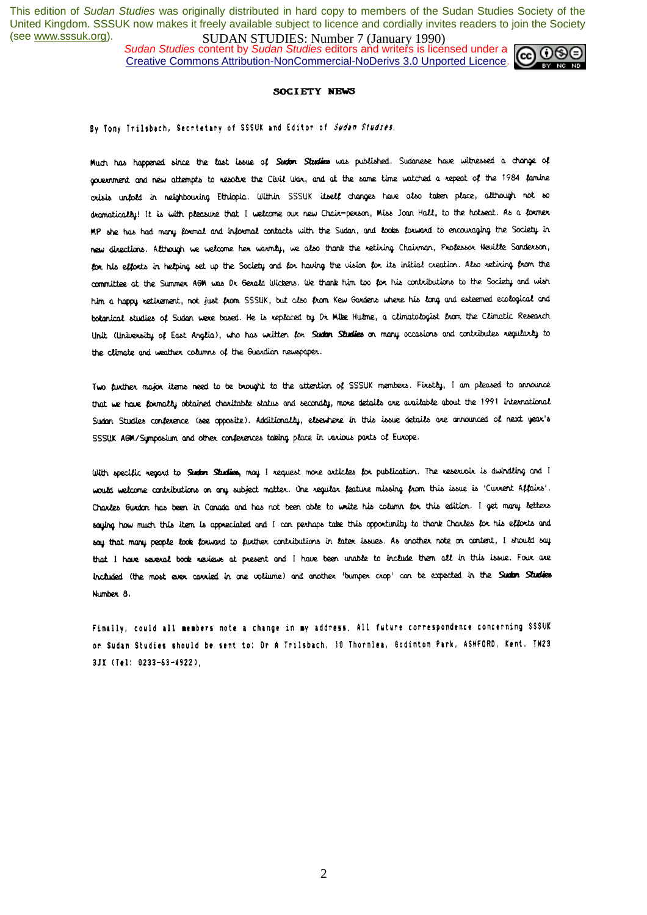## SOCIETY NEWS

By Tony Trilsbach, Secretary of SSSUK and Editor of *Sudan Studies*.

Much has happened since the last issue of **Sudan Studies** was published. Sudanese have witnessed a change of government and new attempts to resolve the Civil War, and at the same time watched a repeat of the 1984 famine crisis unfold in neighbouring Ethiopia. Within SSSUK *itself* changes have also taken place, although not so dramatically! It is with pleasure that I welcome our new Chair-person, Miss Joan Hall, to the hotseat. As a former MP she has had many formal and informal contacts with the Sudan, and looks forward to encouraging the Society in new directions. Although we welcome her warmly, we also thank the retiring Chairman, Professor Neville Sanderson, for his efforts in helping set up the Society and for having the vision for its initial creation. Also retiring from the committee at the Summer AGM was Dr Gerald Wickens. We thank him too for his contributions to the Society and wish him a happy retirement, not just from SSSUK, but also from Kew Gardens where his long and esteemed ecological and botanical studies of Sudan were based. He is replaced by Dr Mike Hulme, a climatologist from the Climatic Research Unit (University of East Anglia), who has written for **Sudan Studies** on many occasions and contributes regularly to the climate and weather columns of the Guardian newspaper.

Two further major items need to be brought to the attention of SSSUK members. Firstly, I am pleased to announce that we have formally obtained charitable status and secondly, more details are available about the 1991 international Sudan Studies conference (see opposite). Additionally, elsewhere in this issue details are announced of next year's SSSUK AGM/Symposium and other conferences taking place in various parts of Europe.

With specific regard to **Sudan Studies**, may I request more articles for publication. The reservoir is dwindling and I would welcome contributions on any subject matter. One regular feature missing from this issue is 'Current Affairs'. Charles Gurdon has been in Canada and has not been able to write his column for this edition. I get many letters saying how much this item is appreciated and I can perhaps take this opportunity to thank Charles for his efforts and say that many people look forward to further contributions in later issues. As another note on content, I should say that I have several book reviews at present and I have been unable to include them all in this issue. Four are included (the most ever carried in one volume) and another 'bumper crop' can be expected in the **Sudan Studies** Number 8.

Finally, could all members note a change in my address. All future correspondence concerning SSSUK or Sudan Studies should be sent to: Dr A Trilsbach, 10 Thornlea, Godinton Park, ASHFORD, Kent. TN23 3JX (Tel: 0233-63-4922).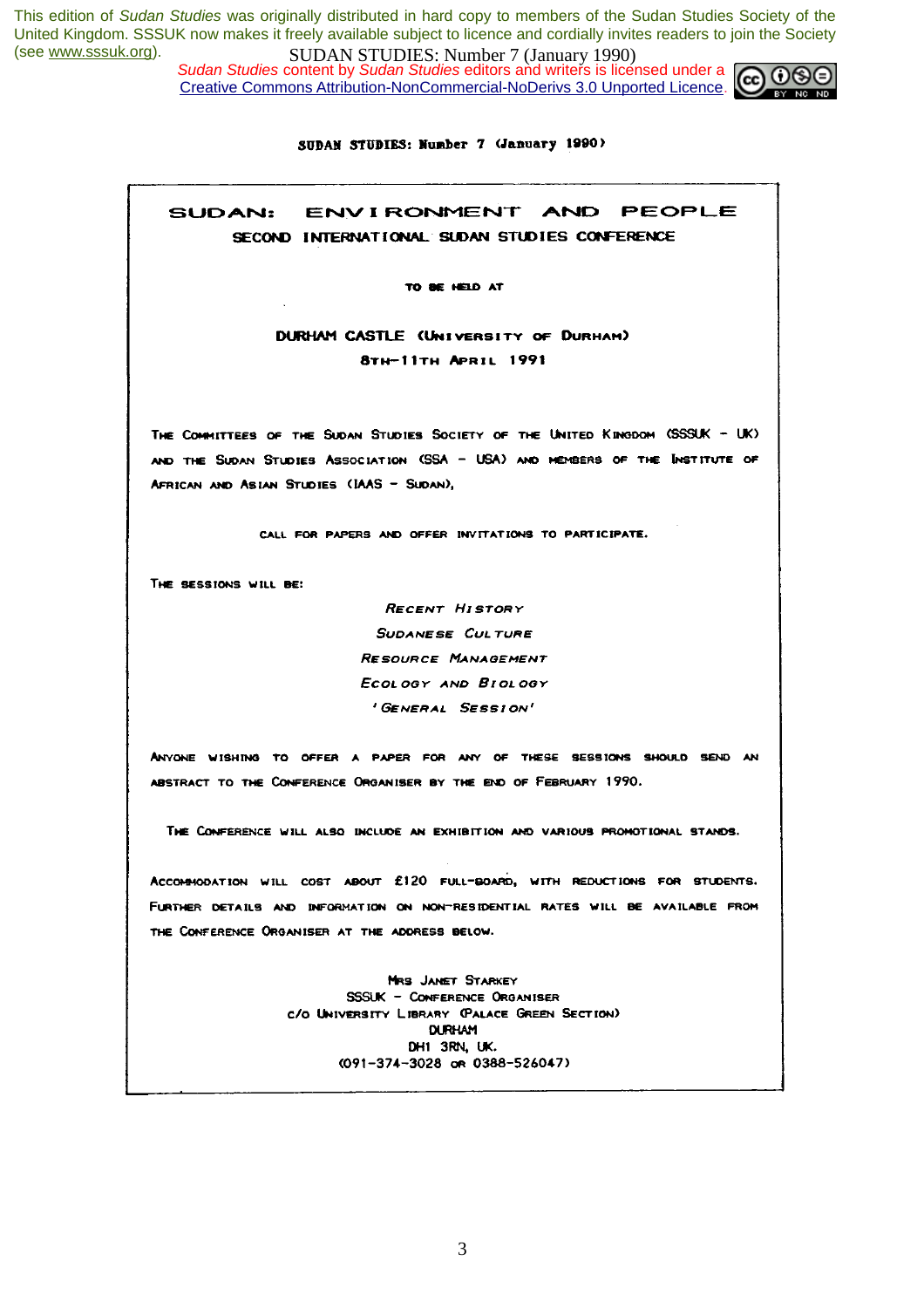This edition of *Sudan Studies* was originally distributed in hard copy to members of the Sudan Studies Society of the United Kingdom. SSSUK now makes it freely available subject to licence and cordially invites readers to join the Society (see www.sssuk.org).

*Sudan Studies* content by *Sudan Studies* editors and writers is licensed under a Creative Commons Attribution-NonCommercial-NoDerivs 3.0 Unported Licence.

**SUDAN STUDIES: Number 7 (January 1990)**

# SUDAN: ENVIRONMENT AND PEOPLE

## SECOND INTERNATIONAL SUDAN STUDIES CONFERENCE

TO BE HELD AT

**DURHAM CASTLE (UNIVERSITY OF DURHAM)**
**8TH-11TH APRIL 1991**

THE COMMITTEES OF THE SUDAN STUDIES SOCIETY OF THE UNITED KINGDOM (SSSUK - UK) AND THE SUDAN STUDIES ASSOCIATION (SSA - USA) AND MEMBERS OF THE INSTITUTE OF AFRICAN AND ASIAN STUDIES (IAAS - SUDAN),

CALL FOR PAPERS AND OFFER INVITATIONS TO PARTICIPATE.

THE SESSIONS WILL BE:

*RECENT HISTORY*
*SUDANESE CULTURE*
*RESOURCE MANAGEMENT*
*ECOLOGY AND BIOLOGY*
*'GENERAL SESSION'*

ANYONE WISHING TO OFFER A PAPER FOR ANY OF THESE SESSIONS SHOULD SEND AN ABSTRACT TO THE CONFERENCE ORGANISER BY THE END OF FEBRUARY 1990.

THE CONFERENCE WILL ALSO INCLUDE AN EXHIBITION AND VARIOUS PROMOTIONAL STANDS.

ACCOMMODATION WILL COST ABOUT £120 FULL-BOARD, WITH REDUCTIONS FOR STUDENTS. FURTHER DETAILS AND INFORMATION ON NON-RESIDENTIAL RATES WILL BE AVAILABLE FROM THE CONFERENCE ORGANISER AT THE ADDRESS BELOW.

MRS JANET STARKEY
SSSUK - CONFERENCE ORGANISER
c/o UNIVERSITY LIBRARY (PALACE GREEN SECTION)
DURHAM
DH1 3RN, UK.
(091-374-3028 OR 0388-526047)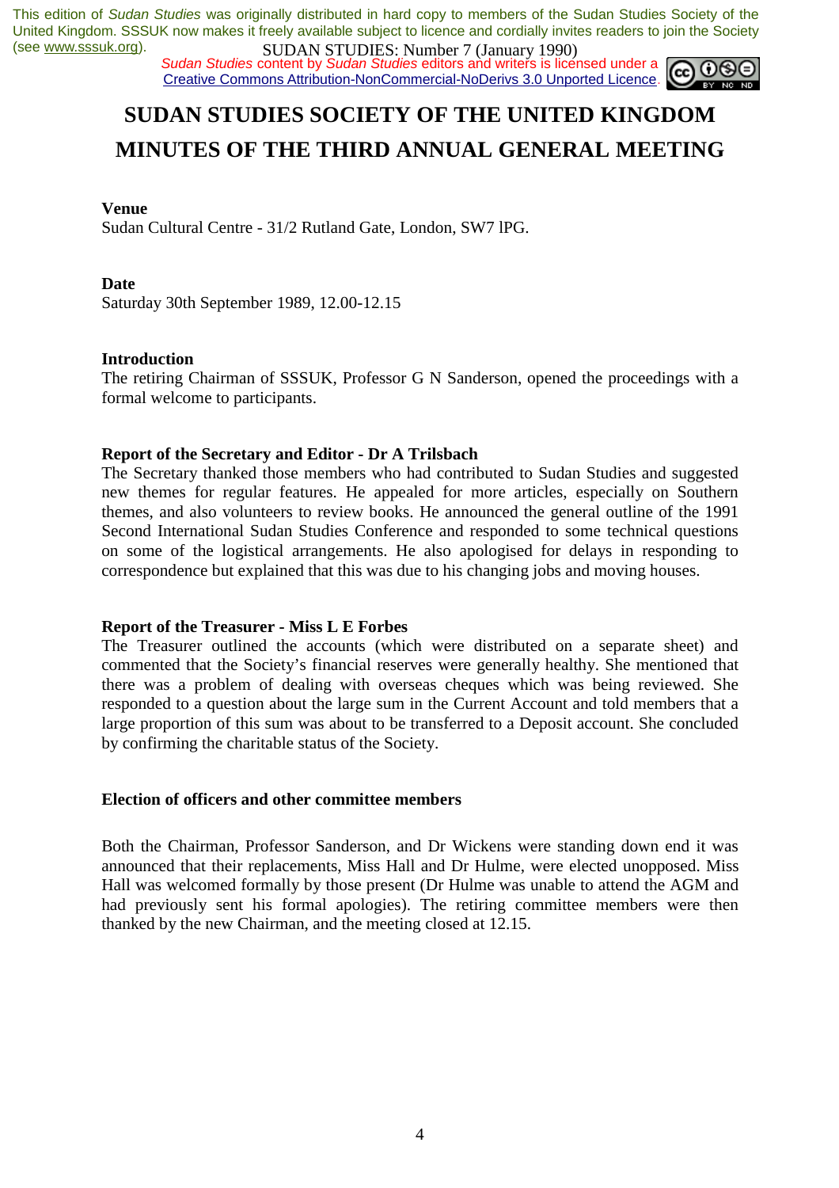# SUDAN STUDIES SOCIETY OF THE UNITED KINGDOM
# MINUTES OF THE THIRD ANNUAL GENERAL MEETING

**Venue**
Sudan Cultural Centre - 31/2 Rutland Gate, London, SW7 lPG.

**Date**
Saturday 30th September 1989, 12.00-12.15

**Introduction**
The retiring Chairman of SSSUK, Professor G N Sanderson, opened the proceedings with a formal welcome to participants.

**Report of the Secretary and Editor - Dr A Trilsbach**
The Secretary thanked those members who had contributed to Sudan Studies and suggested new themes for regular features. He appealed for more articles, especially on Southern themes, and also volunteers to review books. He announced the general outline of the 1991 Second International Sudan Studies Conference and responded to some technical questions on some of the logistical arrangements. He also apologised for delays in responding to correspondence but explained that this was due to his changing jobs and moving houses.

**Report of the Treasurer - Miss L E Forbes**
The Treasurer outlined the accounts (which were distributed on a separate sheet) and commented that the Society's financial reserves were generally healthy. She mentioned that there was a problem of dealing with overseas cheques which was being reviewed. She responded to a question about the large sum in the Current Account and told members that a large proportion of this sum was about to be transferred to a Deposit account. She concluded by confirming the charitable status of the Society.

**Election of officers and other committee members**

Both the Chairman, Professor Sanderson, and Dr Wickens were standing down end it was announced that their replacements, Miss Hall and Dr Hulme, were elected unopposed. Miss Hall was welcomed formally by those present (Dr Hulme was unable to attend the AGM and had previously sent his formal apologies). The retiring committee members were then thanked by the new Chairman, and the meeting closed at 12.15.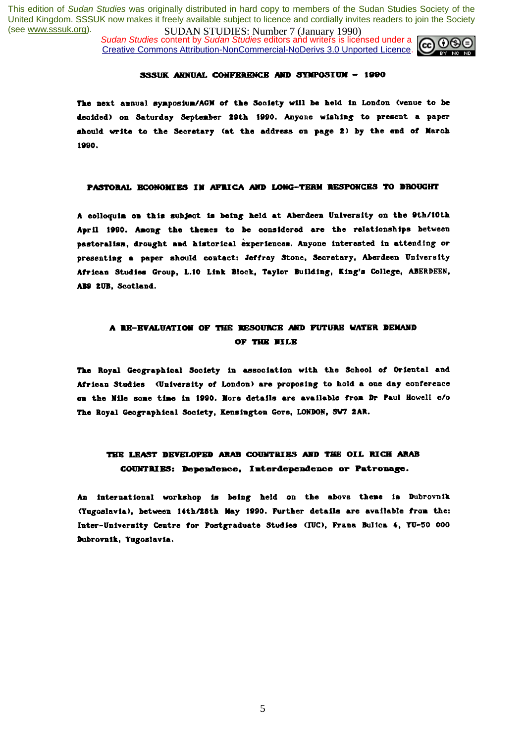## SSSUK ANNUAL CONFERENCE AND SYMPOSIUM – 1990

The next annual symposium/AGM of the Society will be held in London (venue to be decided) on Saturday September 29th 1990. Anyone wishing to present a paper should write to the Secretary (at the address on page 2) by the end of March 1990.

## PASTORAL ECONOMIES IN AFRICA AND LONG-TERM RESPONCES TO DROUGHT

A colloquim on this subject is being held at Aberdeen University on the 9th/10th April 1990. Among the themes to be considered are the relationships between pastoralism, drought and historical experiences. Anyone interested in attending or presenting a paper should contact: Jeffrey Stone, Secretary, Aberdeen University African Studies Group, L.10 Link Block, Taylor Building, King's College, ABERDEEN, AB9 2UB, Scotland.

## A RE-EVALUATION OF THE RESOURCE AND FUTURE WATER DEMAND OF THE NILE

The Royal Geographical Society in association with the School of Oriental and African Studies (University of London) are proposing to hold a one day conference on the Nile some time in 1990. More details are available from Dr Paul Howell c/o The Royal Geographical Society, Kensington Gore, LONDON, SW7 2AR.

## THE LEAST DEVELOPED ARAB COUNTRIES AND THE OIL RICH ARAB COUNTRIES: Dependence, Interdependence or Patronage.

An international workshop is being held on the above theme in Dubrovnik (Yugoslavia), between 14th/26th May 1990. Further details are available from the: Inter-University Centre for Postgraduate Studies (IUC), Frana Bulica 4, YU-50 000 Dubrovnik, Yugoslavia.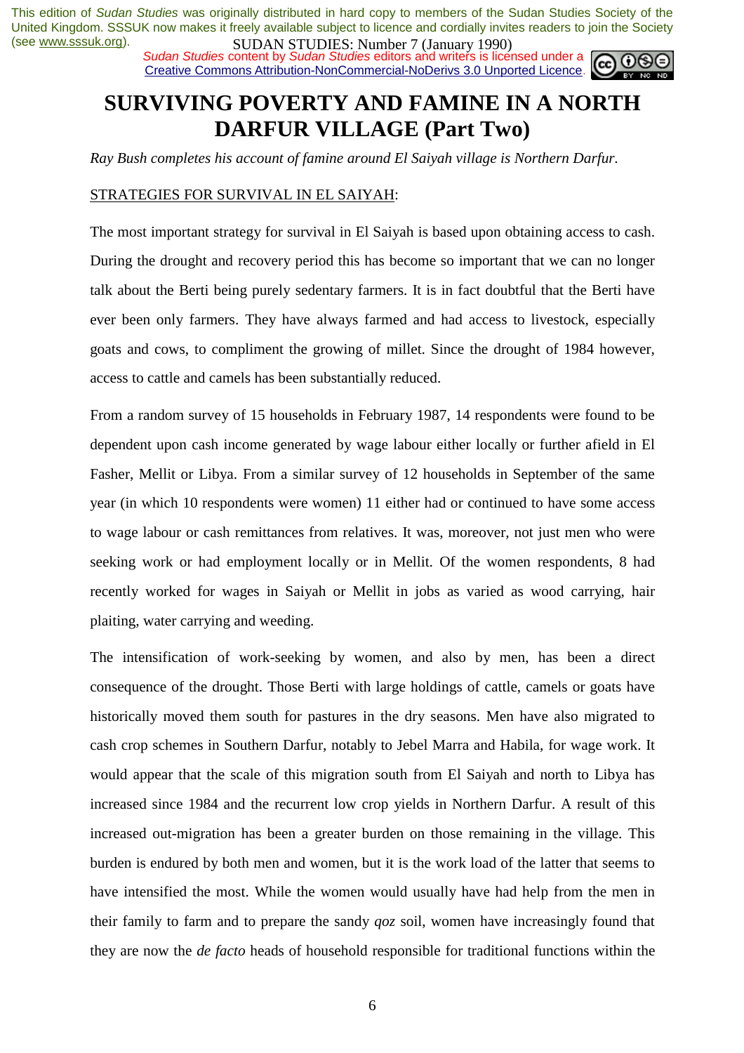This edition of *Sudan Studies* was originally distributed in hard copy to members of the Sudan Studies Society of the United Kingdom. SSSUK now makes it freely available subject to licence and cordially invites readers to join the Society (see www.sssuk.org).

*Sudan Studies* content by *Sudan Studies* editors and writers is licensed under a Creative Commons Attribution-NonCommercial-NoDerivs 3.0 Unported Licence.

# SURVIVING POVERTY AND FAMINE IN A NORTH DARFUR VILLAGE (Part Two)

*Ray Bush completes his account of famine around El Saiyah village is Northern Darfur.*

STRATEGIES FOR SURVIVAL IN EL SAIYAH:

The most important strategy for survival in El Saiyah is based upon obtaining access to cash. During the drought and recovery period this has become so important that we can no longer talk about the Berti being purely sedentary farmers. It is in fact doubtful that the Berti have ever been only farmers. They have always farmed and had access to livestock, especially goats and cows, to compliment the growing of millet. Since the drought of 1984 however, access to cattle and camels has been substantially reduced.

From a random survey of 15 households in February 1987, 14 respondents were found to be dependent upon cash income generated by wage labour either locally or further afield in El Fasher, Mellit or Libya. From a similar survey of 12 households in September of the same year (in which 10 respondents were women) 11 either had or continued to have some access to wage labour or cash remittances from relatives. It was, moreover, not just men who were seeking work or had employment locally or in Mellit. Of the women respondents, 8 had recently worked for wages in Saiyah or Mellit in jobs as varied as wood carrying, hair plaiting, water carrying and weeding.

The intensification of work-seeking by women, and also by men, has been a direct consequence of the drought. Those Berti with large holdings of cattle, camels or goats have historically moved them south for pastures in the dry seasons. Men have also migrated to cash crop schemes in Southern Darfur, notably to Jebel Marra and Habila, for wage work. It would appear that the scale of this migration south from El Saiyah and north to Libya has increased since 1984 and the recurrent low crop yields in Northern Darfur. A result of this increased out-migration has been a greater burden on those remaining in the village. This burden is endured by both men and women, but it is the work load of the latter that seems to have intensified the most. While the women would usually have had help from the men in their family to farm and to prepare the sandy *qoz* soil, women have increasingly found that they are now the *de facto* heads of household responsible for traditional functions within the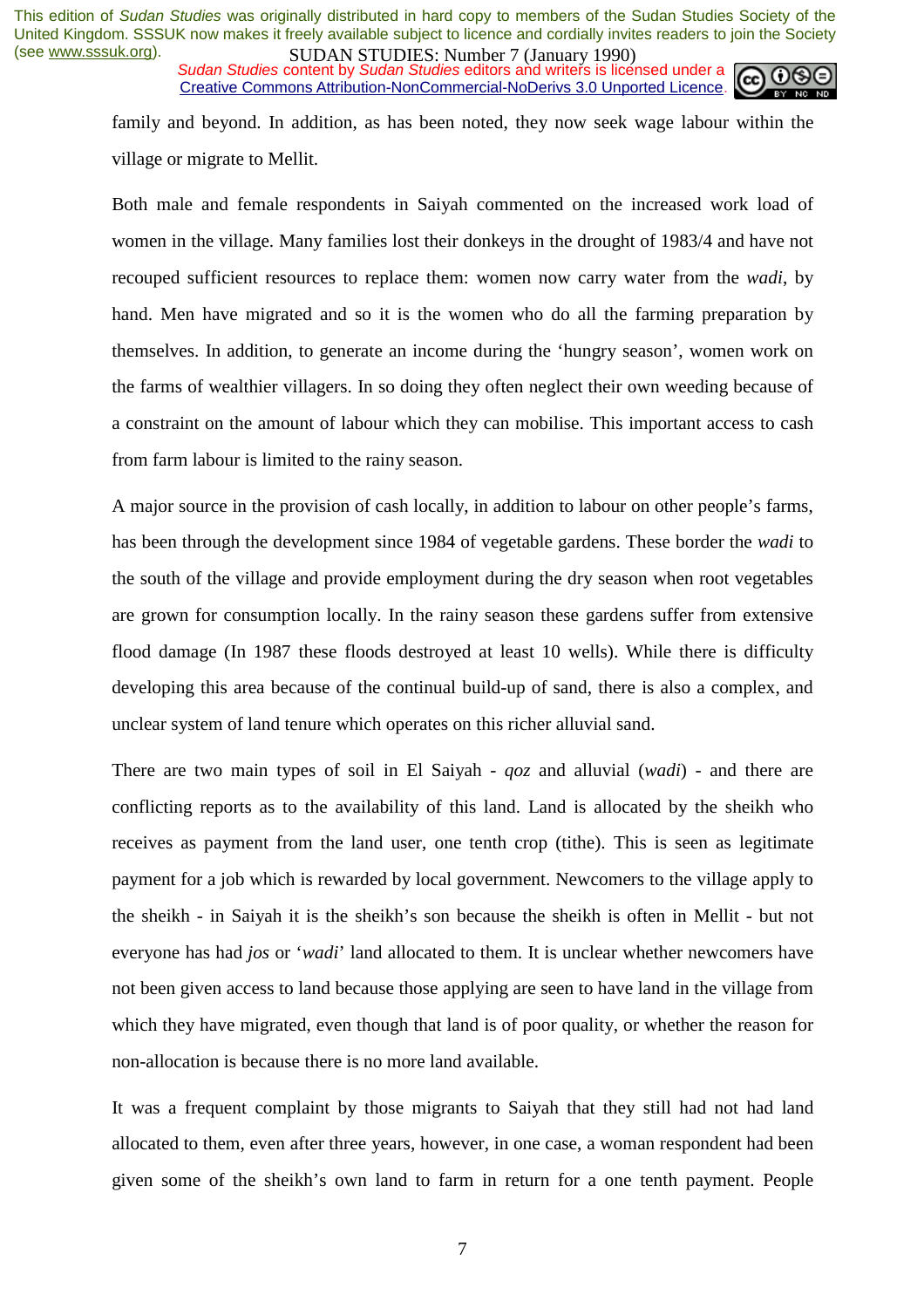family and beyond. In addition, as has been noted, they now seek wage labour within the village or migrate to Mellit.

Both male and female respondents in Saiyah commented on the increased work load of women in the village. Many families lost their donkeys in the drought of 1983/4 and have not recouped sufficient resources to replace them: women now carry water from the *wadi*, by hand. Men have migrated and so it is the women who do all the farming preparation by themselves. In addition, to generate an income during the 'hungry season', women work on the farms of wealthier villagers. In so doing they often neglect their own weeding because of a constraint on the amount of labour which they can mobilise. This important access to cash from farm labour is limited to the rainy season.

A major source in the provision of cash locally, in addition to labour on other people's farms, has been through the development since 1984 of vegetable gardens. These border the *wadi* to the south of the village and provide employment during the dry season when root vegetables are grown for consumption locally. In the rainy season these gardens suffer from extensive flood damage (In 1987 these floods destroyed at least 10 wells). While there is difficulty developing this area because of the continual build-up of sand, there is also a complex, and unclear system of land tenure which operates on this richer alluvial sand.

There are two main types of soil in El Saiyah - *qoz* and alluvial (*wadi*) - and there are conflicting reports as to the availability of this land. Land is allocated by the sheikh who receives as payment from the land user, one tenth crop (tithe). This is seen as legitimate payment for a job which is rewarded by local government. Newcomers to the village apply to the sheikh - in Saiyah it is the sheikh's son because the sheikh is often in Mellit - but not everyone has had *jos* or '*wadi*' land allocated to them. It is unclear whether newcomers have not been given access to land because those applying are seen to have land in the village from which they have migrated, even though that land is of poor quality, or whether the reason for non-allocation is because there is no more land available.

It was a frequent complaint by those migrants to Saiyah that they still had not had land allocated to them, even after three years, however, in one case, a woman respondent had been given some of the sheikh's own land to farm in return for a one tenth payment. People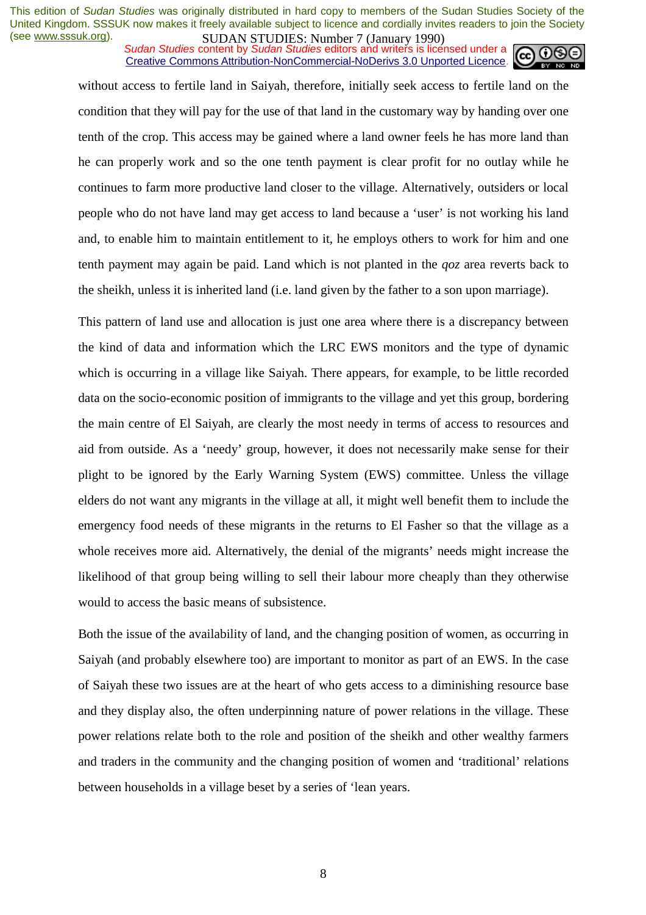without access to fertile land in Saiyah, therefore, initially seek access to fertile land on the condition that they will pay for the use of that land in the customary way by handing over one tenth of the crop. This access may be gained where a land owner feels he has more land than he can properly work and so the one tenth payment is clear profit for no outlay while he continues to farm more productive land closer to the village. Alternatively, outsiders or local people who do not have land may get access to land because a 'user' is not working his land and, to enable him to maintain entitlement to it, he employs others to work for him and one tenth payment may again be paid. Land which is not planted in the *qoz* area reverts back to the sheikh, unless it is inherited land (i.e. land given by the father to a son upon marriage).

This pattern of land use and allocation is just one area where there is a discrepancy between the kind of data and information which the LRC EWS monitors and the type of dynamic which is occurring in a village like Saiyah. There appears, for example, to be little recorded data on the socio-economic position of immigrants to the village and yet this group, bordering the main centre of El Saiyah, are clearly the most needy in terms of access to resources and aid from outside. As a 'needy' group, however, it does not necessarily make sense for their plight to be ignored by the Early Warning System (EWS) committee. Unless the village elders do not want any migrants in the village at all, it might well benefit them to include the emergency food needs of these migrants in the returns to El Fasher so that the village as a whole receives more aid. Alternatively, the denial of the migrants' needs might increase the likelihood of that group being willing to sell their labour more cheaply than they otherwise would to access the basic means of subsistence.

Both the issue of the availability of land, and the changing position of women, as occurring in Saiyah (and probably elsewhere too) are important to monitor as part of an EWS. In the case of Saiyah these two issues are at the heart of who gets access to a diminishing resource base and they display also, the often underpinning nature of power relations in the village. These power relations relate both to the role and position of the sheikh and other wealthy farmers and traders in the community and the changing position of women and 'traditional' relations between households in a village beset by a series of 'lean years.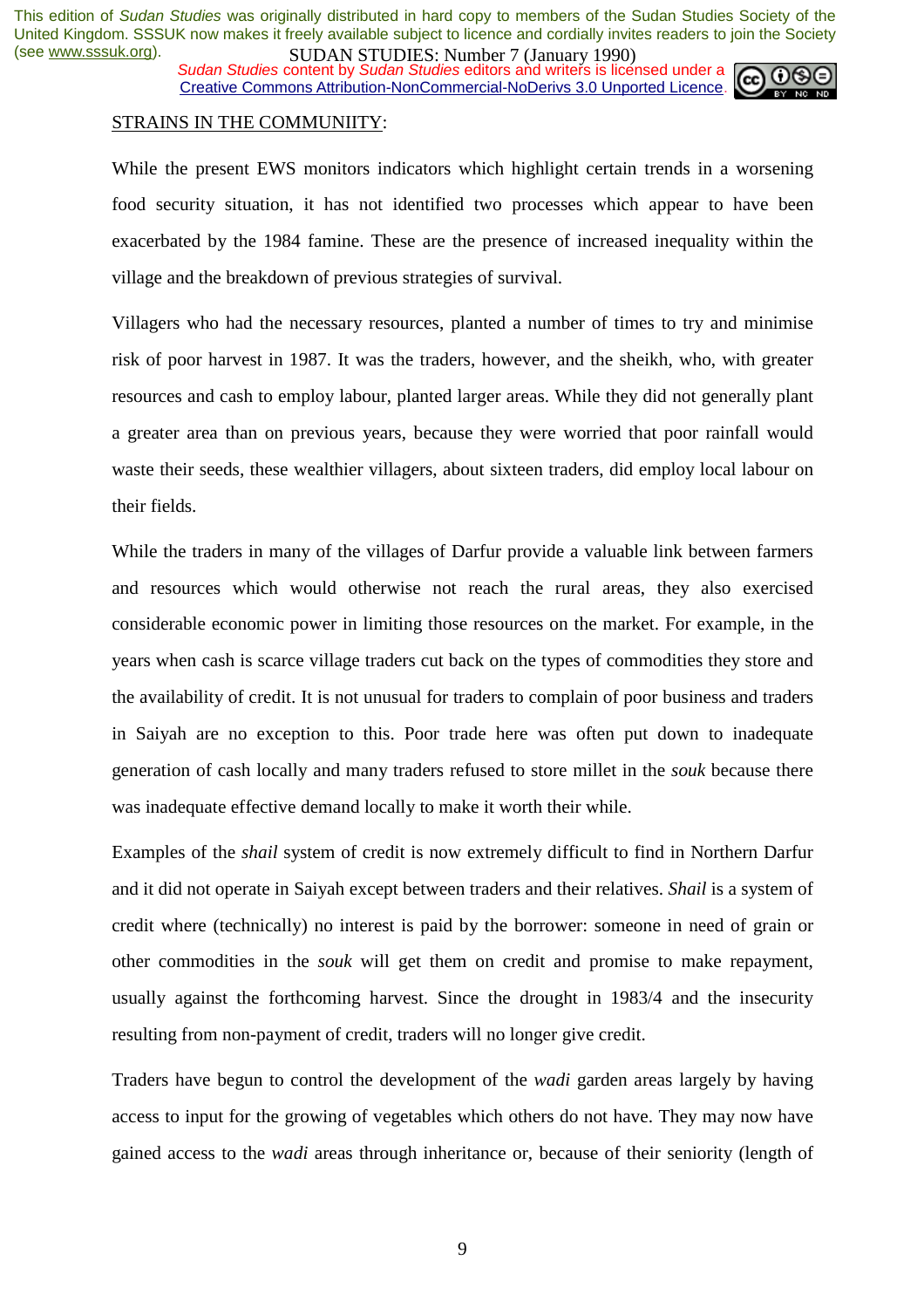STRAINS IN THE COMMUNIITY:

While the present EWS monitors indicators which highlight certain trends in a worsening food security situation, it has not identified two processes which appear to have been exacerbated by the 1984 famine. These are the presence of increased inequality within the village and the breakdown of previous strategies of survival.

Villagers who had the necessary resources, planted a number of times to try and minimise risk of poor harvest in 1987. It was the traders, however, and the sheikh, who, with greater resources and cash to employ labour, planted larger areas. While they did not generally plant a greater area than on previous years, because they were worried that poor rainfall would waste their seeds, these wealthier villagers, about sixteen traders, did employ local labour on their fields.

While the traders in many of the villages of Darfur provide a valuable link between farmers and resources which would otherwise not reach the rural areas, they also exercised considerable economic power in limiting those resources on the market. For example, in the years when cash is scarce village traders cut back on the types of commodities they store and the availability of credit. It is not unusual for traders to complain of poor business and traders in Saiyah are no exception to this. Poor trade here was often put down to inadequate generation of cash locally and many traders refused to store millet in the *souk* because there was inadequate effective demand locally to make it worth their while.

Examples of the *shail* system of credit is now extremely difficult to find in Northern Darfur and it did not operate in Saiyah except between traders and their relatives. *Shail* is a system of credit where (technically) no interest is paid by the borrower: someone in need of grain or other commodities in the *souk* will get them on credit and promise to make repayment, usually against the forthcoming harvest. Since the drought in 1983/4 and the insecurity resulting from non-payment of credit, traders will no longer give credit.

Traders have begun to control the development of the *wadi* garden areas largely by having access to input for the growing of vegetables which others do not have. They may now have gained access to the *wadi* areas through inheritance or, because of their seniority (length of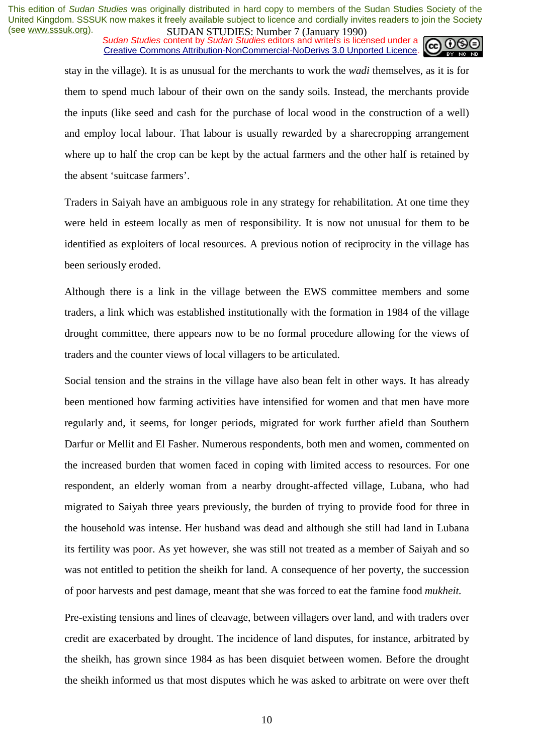stay in the village). It is as unusual for the merchants to work the *wadi* themselves, as it is for them to spend much labour of their own on the sandy soils. Instead, the merchants provide the inputs (like seed and cash for the purchase of local wood in the construction of a well) and employ local labour. That labour is usually rewarded by a sharecropping arrangement where up to half the crop can be kept by the actual farmers and the other half is retained by the absent 'suitcase farmers'.

Traders in Saiyah have an ambiguous role in any strategy for rehabilitation. At one time they were held in esteem locally as men of responsibility. It is now not unusual for them to be identified as exploiters of local resources. A previous notion of reciprocity in the village has been seriously eroded.

Although there is a link in the village between the EWS committee members and some traders, a link which was established institutionally with the formation in 1984 of the village drought committee, there appears now to be no formal procedure allowing for the views of traders and the counter views of local villagers to be articulated.

Social tension and the strains in the village have also bean felt in other ways. It has already been mentioned how farming activities have intensified for women and that men have more regularly and, it seems, for longer periods, migrated for work further afield than Southern Darfur or Mellit and El Fasher. Numerous respondents, both men and women, commented on the increased burden that women faced in coping with limited access to resources. For one respondent, an elderly woman from a nearby drought-affected village, Lubana, who had migrated to Saiyah three years previously, the burden of trying to provide food for three in the household was intense. Her husband was dead and although she still had land in Lubana its fertility was poor. As yet however, she was still not treated as a member of Saiyah and so was not entitled to petition the sheikh for land. A consequence of her poverty, the succession of poor harvests and pest damage, meant that she was forced to eat the famine food *mukheit.*

Pre-existing tensions and lines of cleavage, between villagers over land, and with traders over credit are exacerbated by drought. The incidence of land disputes, for instance, arbitrated by the sheikh, has grown since 1984 as has been disquiet between women. Before the drought the sheikh informed us that most disputes which he was asked to arbitrate on were over theft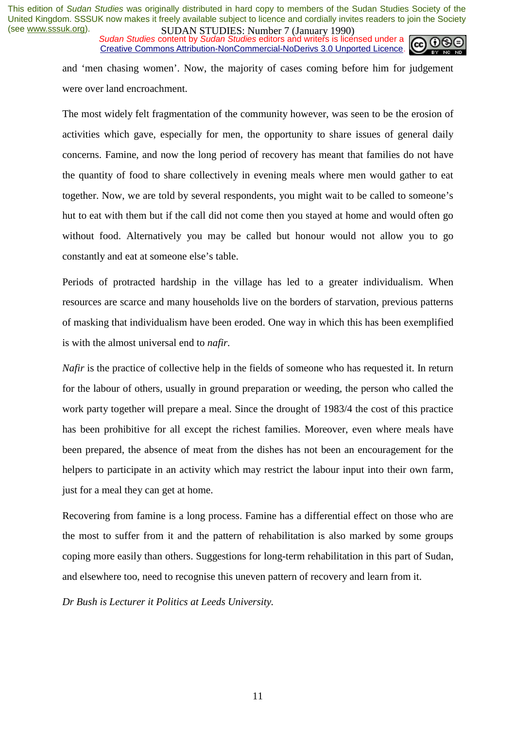and 'men chasing women'. Now, the majority of cases coming before him for judgement were over land encroachment.

The most widely felt fragmentation of the community however, was seen to be the erosion of activities which gave, especially for men, the opportunity to share issues of general daily concerns. Famine, and now the long period of recovery has meant that families do not have the quantity of food to share collectively in evening meals where men would gather to eat together. Now, we are told by several respondents, you might wait to be called to someone's hut to eat with them but if the call did not come then you stayed at home and would often go without food. Alternatively you may be called but honour would not allow you to go constantly and eat at someone else's table.

Periods of protracted hardship in the village has led to a greater individualism. When resources are scarce and many households live on the borders of starvation, previous patterns of masking that individualism have been eroded. One way in which this has been exemplified is with the almost universal end to *nafir*.

*Nafir* is the practice of collective help in the fields of someone who has requested it. In return for the labour of others, usually in ground preparation or weeding, the person who called the work party together will prepare a meal. Since the drought of 1983/4 the cost of this practice has been prohibitive for all except the richest families. Moreover, even where meals have been prepared, the absence of meat from the dishes has not been an encouragement for the helpers to participate in an activity which may restrict the labour input into their own farm, just for a meal they can get at home.

Recovering from famine is a long process. Famine has a differential effect on those who are the most to suffer from it and the pattern of rehabilitation is also marked by some groups coping more easily than others. Suggestions for long-term rehabilitation in this part of Sudan, and elsewhere too, need to recognise this uneven pattern of recovery and learn from it.

*Dr Bush is Lecturer it Politics at Leeds University.*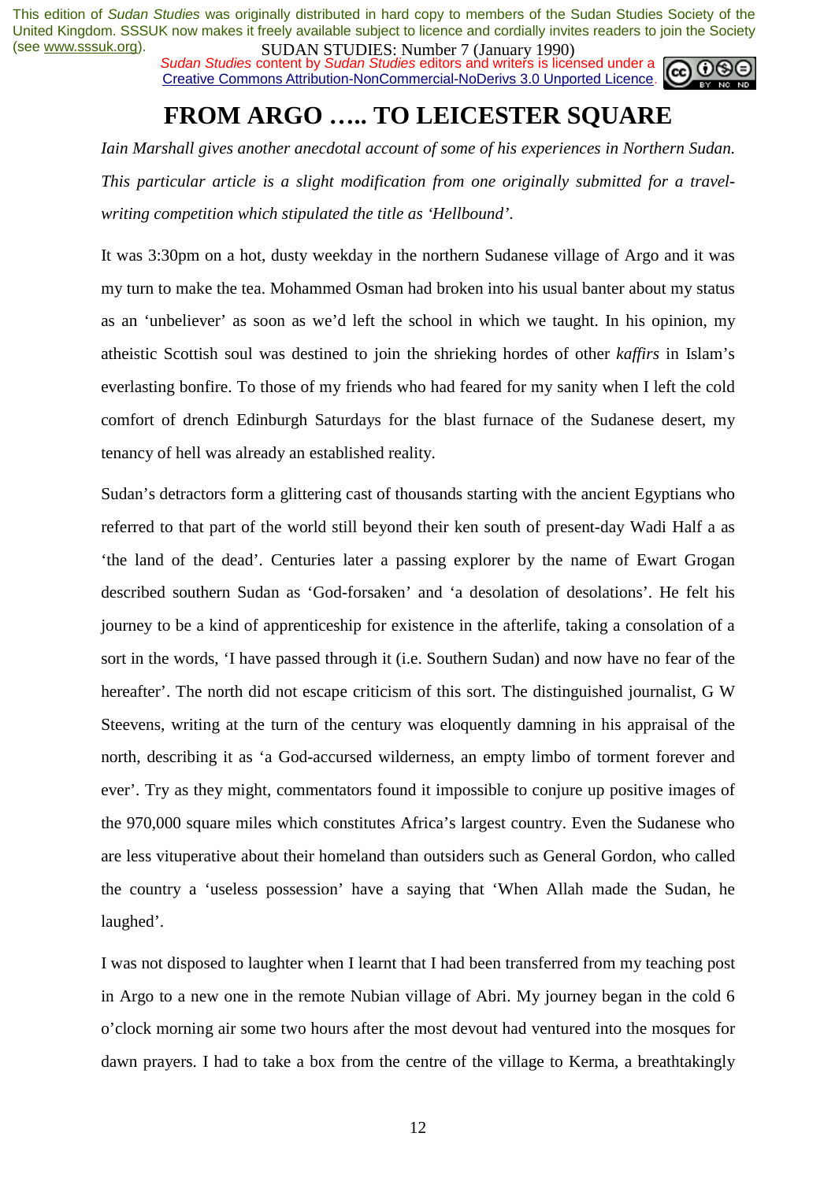This edition of *Sudan Studies* was originally distributed in hard copy to members of the Sudan Studies Society of the United Kingdom. SSSUK now makes it freely available subject to licence and cordially invites readers to join the Society (see www.sssuk.org).

*Sudan Studies* content by *Sudan Studies* editors and writers is licensed under a Creative Commons Attribution-NonCommercial-NoDerivs 3.0 Unported Licence.

# FROM ARGO ….. TO LEICESTER SQUARE

*Iain Marshall gives another anecdotal account of some of his experiences in Northern Sudan. This particular article is a slight modification from one originally submitted for a travel-writing competition which stipulated the title as 'Hellbound'.*

It was 3:30pm on a hot, dusty weekday in the northern Sudanese village of Argo and it was my turn to make the tea. Mohammed Osman had broken into his usual banter about my status as an 'unbeliever' as soon as we'd left the school in which we taught. In his opinion, my atheistic Scottish soul was destined to join the shrieking hordes of other *kaffirs* in Islam's everlasting bonfire. To those of my friends who had feared for my sanity when I left the cold comfort of drench Edinburgh Saturdays for the blast furnace of the Sudanese desert, my tenancy of hell was already an established reality.

Sudan's detractors form a glittering cast of thousands starting with the ancient Egyptians who referred to that part of the world still beyond their ken south of present-day Wadi Half a as 'the land of the dead'. Centuries later a passing explorer by the name of Ewart Grogan described southern Sudan as 'God-forsaken' and 'a desolation of desolations'. He felt his journey to be a kind of apprenticeship for existence in the afterlife, taking a consolation of a sort in the words, 'I have passed through it (i.e. Southern Sudan) and now have no fear of the hereafter'. The north did not escape criticism of this sort. The distinguished journalist, G W Steevens, writing at the turn of the century was eloquently damning in his appraisal of the north, describing it as 'a God-accursed wilderness, an empty limbo of torment forever and ever'. Try as they might, commentators found it impossible to conjure up positive images of the 970,000 square miles which constitutes Africa's largest country. Even the Sudanese who are less vituperative about their homeland than outsiders such as General Gordon, who called the country a 'useless possession' have a saying that 'When Allah made the Sudan, he laughed'.

I was not disposed to laughter when I learnt that I had been transferred from my teaching post in Argo to a new one in the remote Nubian village of Abri. My journey began in the cold 6 o'clock morning air some two hours after the most devout had ventured into the mosques for dawn prayers. I had to take a box from the centre of the village to Kerma, a breathtakingly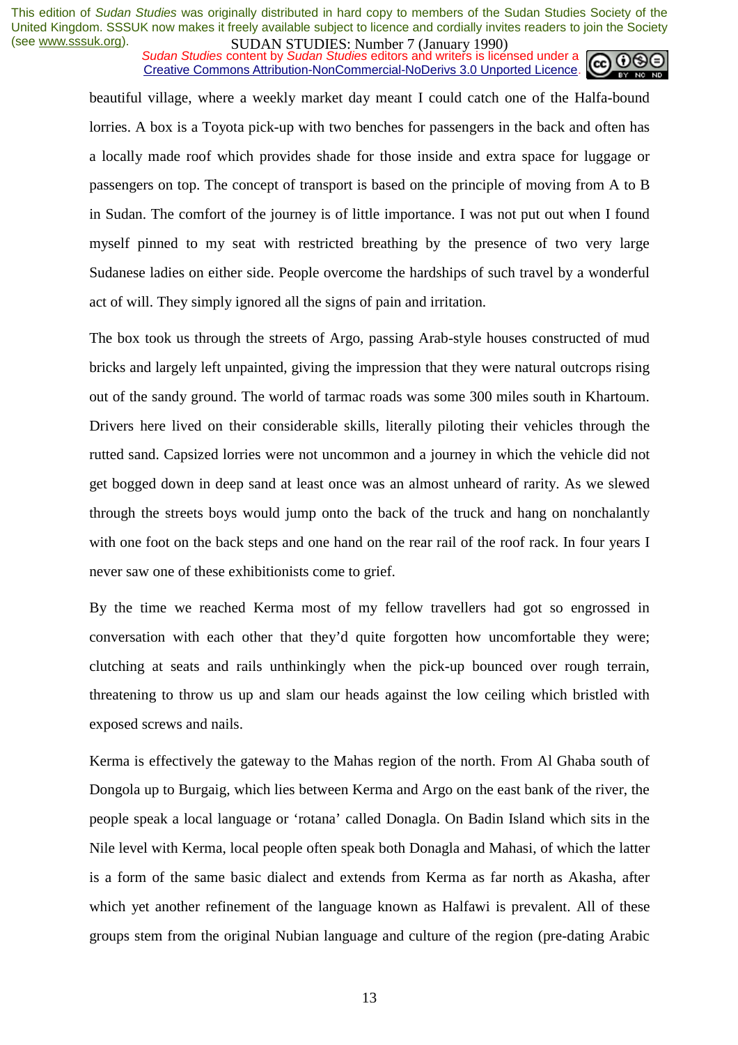beautiful village, where a weekly market day meant I could catch one of the Halfa-bound lorries. A box is a Toyota pick-up with two benches for passengers in the back and often has a locally made roof which provides shade for those inside and extra space for luggage or passengers on top. The concept of transport is based on the principle of moving from A to B in Sudan. The comfort of the journey is of little importance. I was not put out when I found myself pinned to my seat with restricted breathing by the presence of two very large Sudanese ladies on either side. People overcome the hardships of such travel by a wonderful act of will. They simply ignored all the signs of pain and irritation.

The box took us through the streets of Argo, passing Arab-style houses constructed of mud bricks and largely left unpainted, giving the impression that they were natural outcrops rising out of the sandy ground. The world of tarmac roads was some 300 miles south in Khartoum. Drivers here lived on their considerable skills, literally piloting their vehicles through the rutted sand. Capsized lorries were not uncommon and a journey in which the vehicle did not get bogged down in deep sand at least once was an almost unheard of rarity. As we slewed through the streets boys would jump onto the back of the truck and hang on nonchalantly with one foot on the back steps and one hand on the rear rail of the roof rack. In four years I never saw one of these exhibitionists come to grief.

By the time we reached Kerma most of my fellow travellers had got so engrossed in conversation with each other that they'd quite forgotten how uncomfortable they were; clutching at seats and rails unthinkingly when the pick-up bounced over rough terrain, threatening to throw us up and slam our heads against the low ceiling which bristled with exposed screws and nails.

Kerma is effectively the gateway to the Mahas region of the north. From Al Ghaba south of Dongola up to Burgaig, which lies between Kerma and Argo on the east bank of the river, the people speak a local language or 'rotana' called Donagla. On Badin Island which sits in the Nile level with Kerma, local people often speak both Donagla and Mahasi, of which the latter is a form of the same basic dialect and extends from Kerma as far north as Akasha, after which yet another refinement of the language known as Halfawi is prevalent. All of these groups stem from the original Nubian language and culture of the region (pre-dating Arabic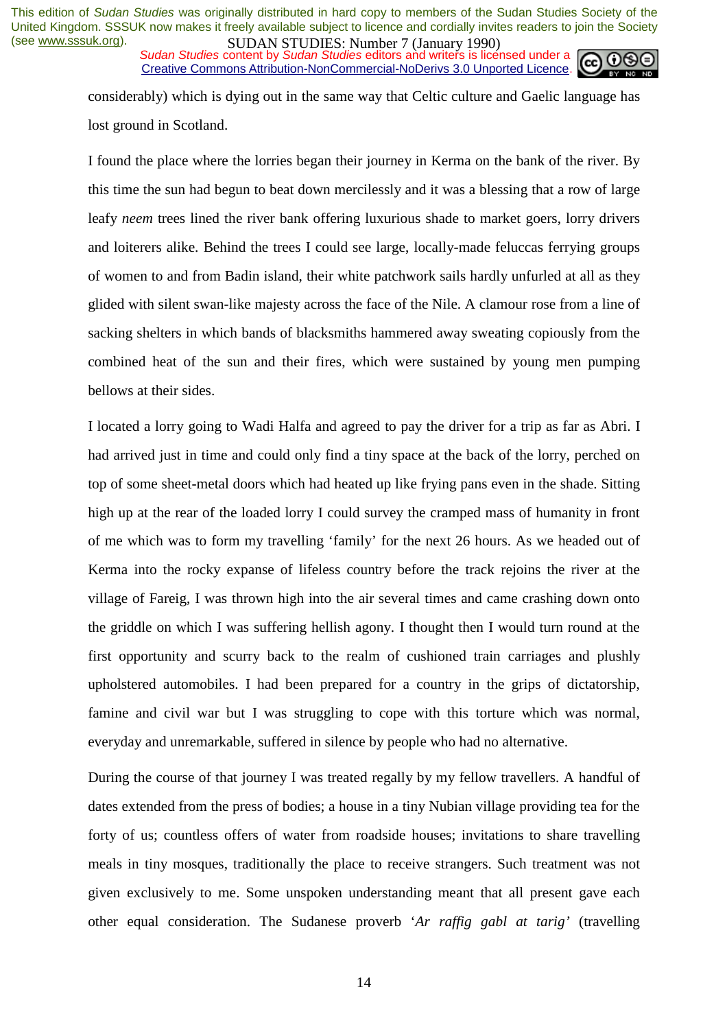considerably) which is dying out in the same way that Celtic culture and Gaelic language has lost ground in Scotland.

I found the place where the lorries began their journey in Kerma on the bank of the river. By this time the sun had begun to beat down mercilessly and it was a blessing that a row of large leafy *neem* trees lined the river bank offering luxurious shade to market goers, lorry drivers and loiterers alike. Behind the trees I could see large, locally-made feluccas ferrying groups of women to and from Badin island, their white patchwork sails hardly unfurled at all as they glided with silent swan-like majesty across the face of the Nile. A clamour rose from a line of sacking shelters in which bands of blacksmiths hammered away sweating copiously from the combined heat of the sun and their fires, which were sustained by young men pumping bellows at their sides.

I located a lorry going to Wadi Halfa and agreed to pay the driver for a trip as far as Abri. I had arrived just in time and could only find a tiny space at the back of the lorry, perched on top of some sheet-metal doors which had heated up like frying pans even in the shade. Sitting high up at the rear of the loaded lorry I could survey the cramped mass of humanity in front of me which was to form my travelling 'family' for the next 26 hours. As we headed out of Kerma into the rocky expanse of lifeless country before the track rejoins the river at the village of Fareig, I was thrown high into the air several times and came crashing down onto the griddle on which I was suffering hellish agony. I thought then I would turn round at the first opportunity and scurry back to the realm of cushioned train carriages and plushly upholstered automobiles. I had been prepared for a country in the grips of dictatorship, famine and civil war but I was struggling to cope with this torture which was normal, everyday and unremarkable, suffered in silence by people who had no alternative.

During the course of that journey I was treated regally by my fellow travellers. A handful of dates extended from the press of bodies; a house in a tiny Nubian village providing tea for the forty of us; countless offers of water from roadside houses; invitations to share travelling meals in tiny mosques, traditionally the place to receive strangers. Such treatment was not given exclusively to me. Some unspoken understanding meant that all present gave each other equal consideration. The Sudanese proverb *'Ar raffig gabl at tarig'* (travelling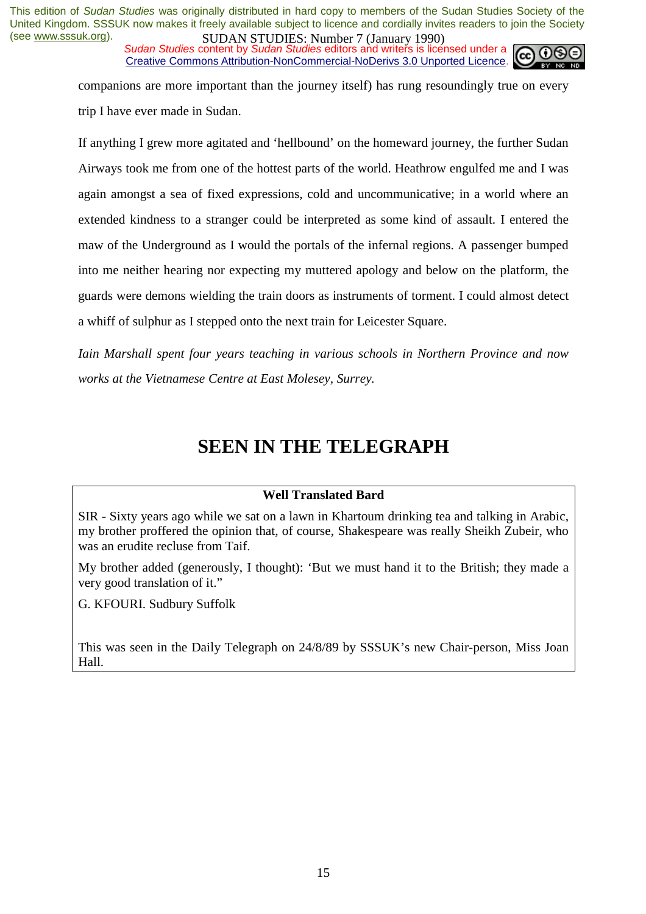companions are more important than the journey itself) has rung resoundingly true on every trip I have ever made in Sudan.

If anything I grew more agitated and 'hellbound' on the homeward journey, the further Sudan Airways took me from one of the hottest parts of the world. Heathrow engulfed me and I was again amongst a sea of fixed expressions, cold and uncommunicative; in a world where an extended kindness to a stranger could be interpreted as some kind of assault. I entered the maw of the Underground as I would the portals of the infernal regions. A passenger bumped into me neither hearing nor expecting my muttered apology and below on the platform, the guards were demons wielding the train doors as instruments of torment. I could almost detect a whiff of sulphur as I stepped onto the next train for Leicester Square.

*Iain Marshall spent four years teaching in various schools in Northern Province and now works at the Vietnamese Centre at East Molesey, Surrey.*

# SEEN IN THE TELEGRAPH

**Well Translated Bard**

SIR - Sixty years ago while we sat on a lawn in Khartoum drinking tea and talking in Arabic, my brother proffered the opinion that, of course, Shakespeare was really Sheikh Zubeir, who was an erudite recluse from Taif.

My brother added (generously, I thought): 'But we must hand it to the British; they made a very good translation of it."

G. KFOURI. Sudbury Suffolk

This was seen in the Daily Telegraph on 24/8/89 by SSSUK's new Chair-person, Miss Joan Hall.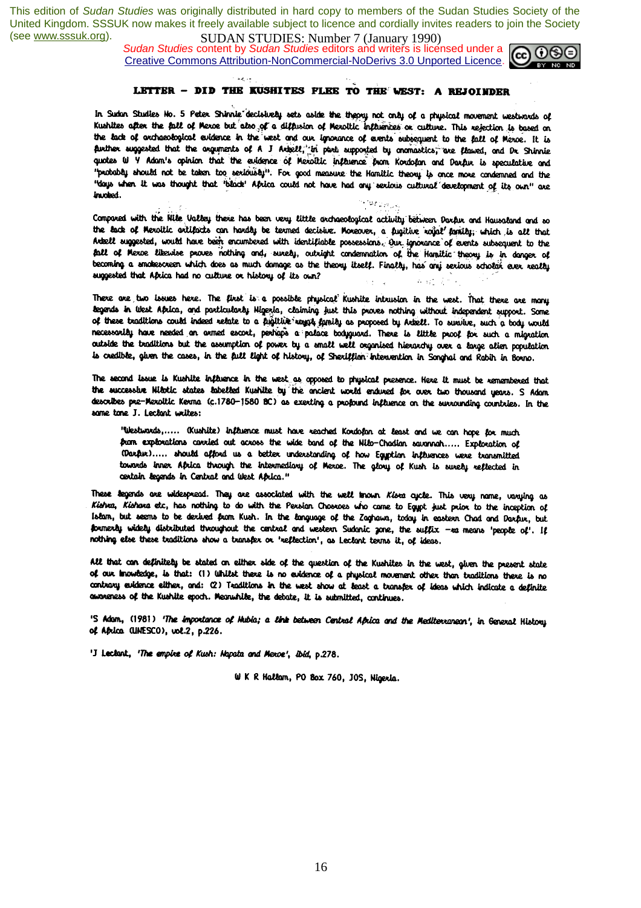## LETTER – DID THE KUSHITES FLEE TO THE WEST: A REJOINDER

In Sudan Studies No. 5 Peter Shinnie decisively sets aside the theory not only of a physical movement westwards of Kushites after the fall of Meroe but also of a diffusion of Meroitic influences or culture. This rejection is based on the lack of archaeological evidence in the west and our ignorance of events subsequent to the fall of Meroe. It is further suggested that the arguments of A J Arkell, in part supported by onomastics, are flawed, and Dr Shinnie quotes W Y Adam's opinion that the evidence of Meroitic influence from Kordofan and Darfur is speculative and "probably should not be taken too seriously". For good measure the Hamitic theory is once more condemned and the "days when it was thought that 'black' Africa could not have had any serious cultural development of its own" are invoked.

Compared with the Nile Valley there has been very little archaeological activity between Darfur and Hausaland and so the lack of Meroitic artifacts can hardly be termed decisive. Moreover, a fugitive royal family, which is all that Arkell suggested, would have been encumbered with identifiable possessions. Our ignorance of events subsequent to the fall of Meroe likewise proves nothing and, surely, outright condemnation of the Hamitic theory is in danger of becoming a smokescreen which does as much damage as the theory itself. Finally, has any serious scholar ever really suggested that Africa had no culture or history of its own?

There are two issues here. The first is a possible physical Kushite intrusion in the west. That there are many legends in West Africa, and particularly Nigeria, claiming just this proves nothing without independent support. Some of these traditions could indeed relate to a fugitive royal family as proposed by Arkell. To survive, such a body would necessarily have needed an armed escort, perhaps a palace bodyguard. There is little proof for such a migration outside the traditions but the assumption of power by a small well organised hierarchy over a large alien population is credible, given the cases, in the full light of history, of Sheriffian intervention in Songhai and Rabih in Borno.

The second issue is Kushite influence in the west as opposed to physical presence. Here it must be remembered that the successive Nilotic states labelled Kushite by the ancient world endured for over two thousand years. S Adam describes pre-Meroitic Kerma (c.1780–1580 BC) as exerting a profound influence on the surrounding countries. In the same tone J. Leclant writes:

> "Westwards,..... (Kushite) influence must have reached Kordofan at least and we can hope for much from explorations carried out across the wide band of the Nilo-Chadian savannah..... Exploration of (Darfur)..... should afford us a better understanding of how Egyptian influences were transmitted towards inner Africa through the intermediary of Meroe. The glory of Kush is surely reflected in certain legends in Central and West Africa."

These legends are widespread. They are associated with the well known *Kisra* cycle. This very name, varying as *Kishra*, *Kishara* etc, has nothing to do with the Persian Chosroes who came to Egypt just prior to the inception of Islam, but seems to be derived from Kush. In the language of the Zaghawa, today in eastern Chad and Darfur, but formerly widely distributed throughout the central and western Sudanic zone, the suffix –ra means 'people of'. If nothing else these traditions show a transfer or 'reflection', as Leclant terms it, of ideas.

All that can definitely be stated on either side of the question of the Kushites in the west, given the present state of our knowledge, is that: (1) Whilst there is no evidence of a physical movement other than traditions there is no contrary evidence either, and: (2) Traditions in the west show at least a transfer of ideas which indicate a definite awareness of the Kushite epoch. Meanwhile, the debate, it is submitted, continues.

'S Adam, (1981) *'The importance of Nubia; a link between Central Africa and the Mediterranean'*, in General History of Africa (UNESCO), vol.2, p.226.

'J Leclant, *'The empire of Kush: Napata and Meroe'*, *ibid*, p.278.

W K R Hallam, PO Box 760, JOS, Nigeria.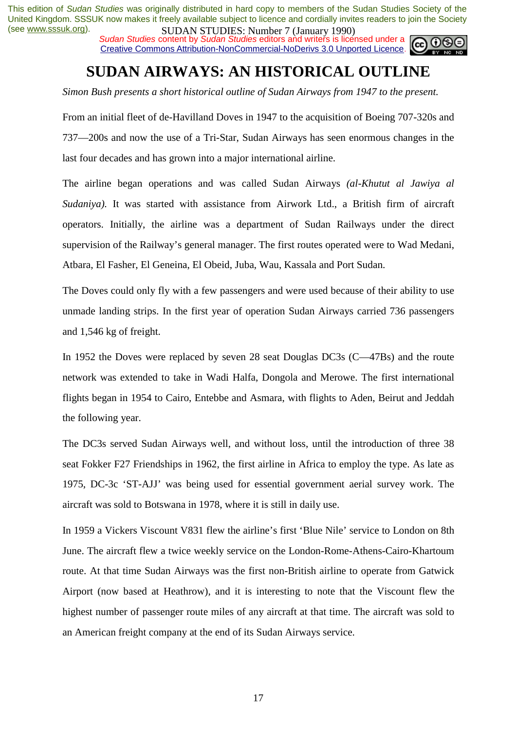This edition of *Sudan Studies* was originally distributed in hard copy to members of the Sudan Studies Society of the United Kingdom. SSSUK now makes it freely available subject to licence and cordially invites readers to join the Society (see www.sssuk.org).

*Sudan Studies* content by *Sudan Studies* editors and writers is licensed under a Creative Commons Attribution-NonCommercial-NoDerivs 3.0 Unported Licence.

# SUDAN AIRWAYS: AN HISTORICAL OUTLINE

*Simon Bush presents a short historical outline of Sudan Airways from 1947 to the present.*

From an initial fleet of de-Havilland Doves in 1947 to the acquisition of Boeing 707-320s and 737—200s and now the use of a Tri-Star, Sudan Airways has seen enormous changes in the last four decades and has grown into a major international airline.

The airline began operations and was called Sudan Airways *(al-Khutut al Jawiya al Sudaniya).* It was started with assistance from Airwork Ltd., a British firm of aircraft operators. Initially, the airline was a department of Sudan Railways under the direct supervision of the Railway's general manager. The first routes operated were to Wad Medani, Atbara, El Fasher, El Geneina, El Obeid, Juba, Wau, Kassala and Port Sudan.

The Doves could only fly with a few passengers and were used because of their ability to use unmade landing strips. In the first year of operation Sudan Airways carried 736 passengers and 1,546 kg of freight.

In 1952 the Doves were replaced by seven 28 seat Douglas DC3s (C—47Bs) and the route network was extended to take in Wadi Halfa, Dongola and Merowe. The first international flights began in 1954 to Cairo, Entebbe and Asmara, with flights to Aden, Beirut and Jeddah the following year.

The DC3s served Sudan Airways well, and without loss, until the introduction of three 38 seat Fokker F27 Friendships in 1962, the first airline in Africa to employ the type. As late as 1975, DC-3c 'ST-AJJ' was being used for essential government aerial survey work. The aircraft was sold to Botswana in 1978, where it is still in daily use.

In 1959 a Vickers Viscount V831 flew the airline's first 'Blue Nile' service to London on 8th June. The aircraft flew a twice weekly service on the London-Rome-Athens-Cairo-Khartoum route. At that time Sudan Airways was the first non-British airline to operate from Gatwick Airport (now based at Heathrow), and it is interesting to note that the Viscount flew the highest number of passenger route miles of any aircraft at that time. The aircraft was sold to an American freight company at the end of its Sudan Airways service.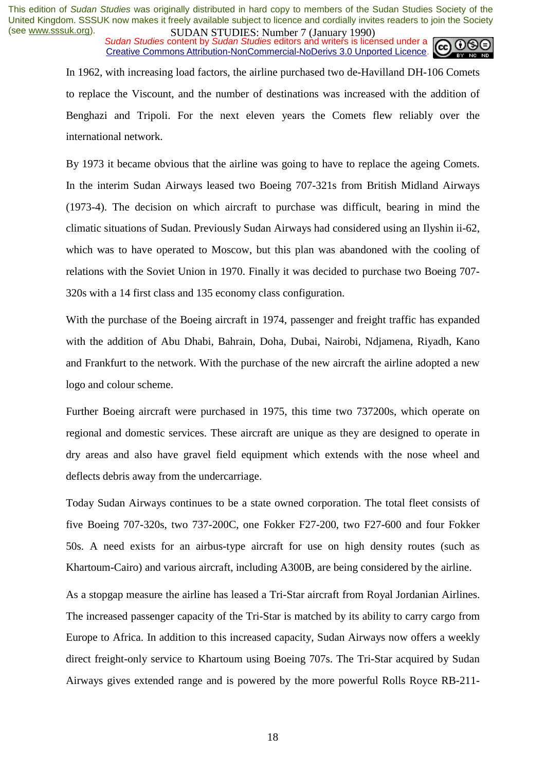In 1962, with increasing load factors, the airline purchased two de-Havilland DH-106 Comets to replace the Viscount, and the number of destinations was increased with the addition of Benghazi and Tripoli. For the next eleven years the Comets flew reliably over the international network.

By 1973 it became obvious that the airline was going to have to replace the ageing Comets. In the interim Sudan Airways leased two Boeing 707-321s from British Midland Airways (1973-4). The decision on which aircraft to purchase was difficult, bearing in mind the climatic situations of Sudan. Previously Sudan Airways had considered using an Ilyshin ii-62, which was to have operated to Moscow, but this plan was abandoned with the cooling of relations with the Soviet Union in 1970. Finally it was decided to purchase two Boeing 707-320s with a 14 first class and 135 economy class configuration.

With the purchase of the Boeing aircraft in 1974, passenger and freight traffic has expanded with the addition of Abu Dhabi, Bahrain, Doha, Dubai, Nairobi, Ndjamena, Riyadh, Kano and Frankfurt to the network. With the purchase of the new aircraft the airline adopted a new logo and colour scheme.

Further Boeing aircraft were purchased in 1975, this time two 737200s, which operate on regional and domestic services. These aircraft are unique as they are designed to operate in dry areas and also have gravel field equipment which extends with the nose wheel and deflects debris away from the undercarriage.

Today Sudan Airways continues to be a state owned corporation. The total fleet consists of five Boeing 707-320s, two 737-200C, one Fokker F27-200, two F27-600 and four Fokker 50s. A need exists for an airbus-type aircraft for use on high density routes (such as Khartoum-Cairo) and various aircraft, including A300B, are being considered by the airline.

As a stopgap measure the airline has leased a Tri-Star aircraft from Royal Jordanian Airlines. The increased passenger capacity of the Tri-Star is matched by its ability to carry cargo from Europe to Africa. In addition to this increased capacity, Sudan Airways now offers a weekly direct freight-only service to Khartoum using Boeing 707s. The Tri-Star acquired by Sudan Airways gives extended range and is powered by the more powerful Rolls Royce RB-211-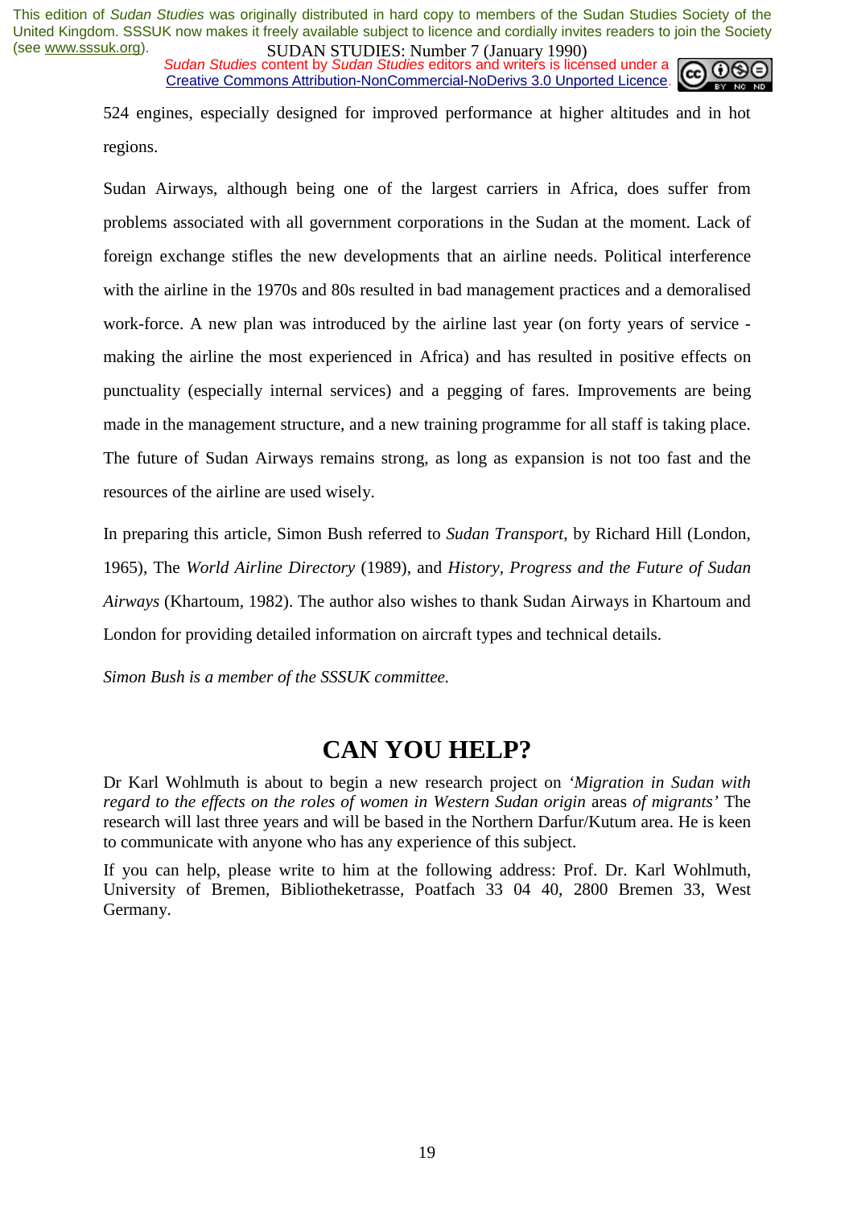524 engines, especially designed for improved performance at higher altitudes and in hot regions.

Sudan Airways, although being one of the largest carriers in Africa, does suffer from problems associated with all government corporations in the Sudan at the moment. Lack of foreign exchange stifles the new developments that an airline needs. Political interference with the airline in the 1970s and 80s resulted in bad management practices and a demoralised work-force. A new plan was introduced by the airline last year (on forty years of service - making the airline the most experienced in Africa) and has resulted in positive effects on punctuality (especially internal services) and a pegging of fares. Improvements are being made in the management structure, and a new training programme for all staff is taking place. The future of Sudan Airways remains strong, as long as expansion is not too fast and the resources of the airline are used wisely.

In preparing this article, Simon Bush referred to *Sudan Transport*, by Richard Hill (London, 1965), The *World Airline Directory* (1989), and *History, Progress and the Future of Sudan Airways* (Khartoum, 1982). The author also wishes to thank Sudan Airways in Khartoum and London for providing detailed information on aircraft types and technical details.

*Simon Bush is a member of the SSSUK committee.*

# CAN YOU HELP?

Dr Karl Wohlmuth is about to begin a new research project on *'Migration in Sudan with regard to the effects on the roles of women in Western Sudan origin* areas *of migrants'* The research will last three years and will be based in the Northern Darfur/Kutum area. He is keen to communicate with anyone who has any experience of this subject.

If you can help, please write to him at the following address: Prof. Dr. Karl Wohlmuth, University of Bremen, Bibliotheketrasse, Poatfach 33 04 40, 2800 Bremen 33, West Germany.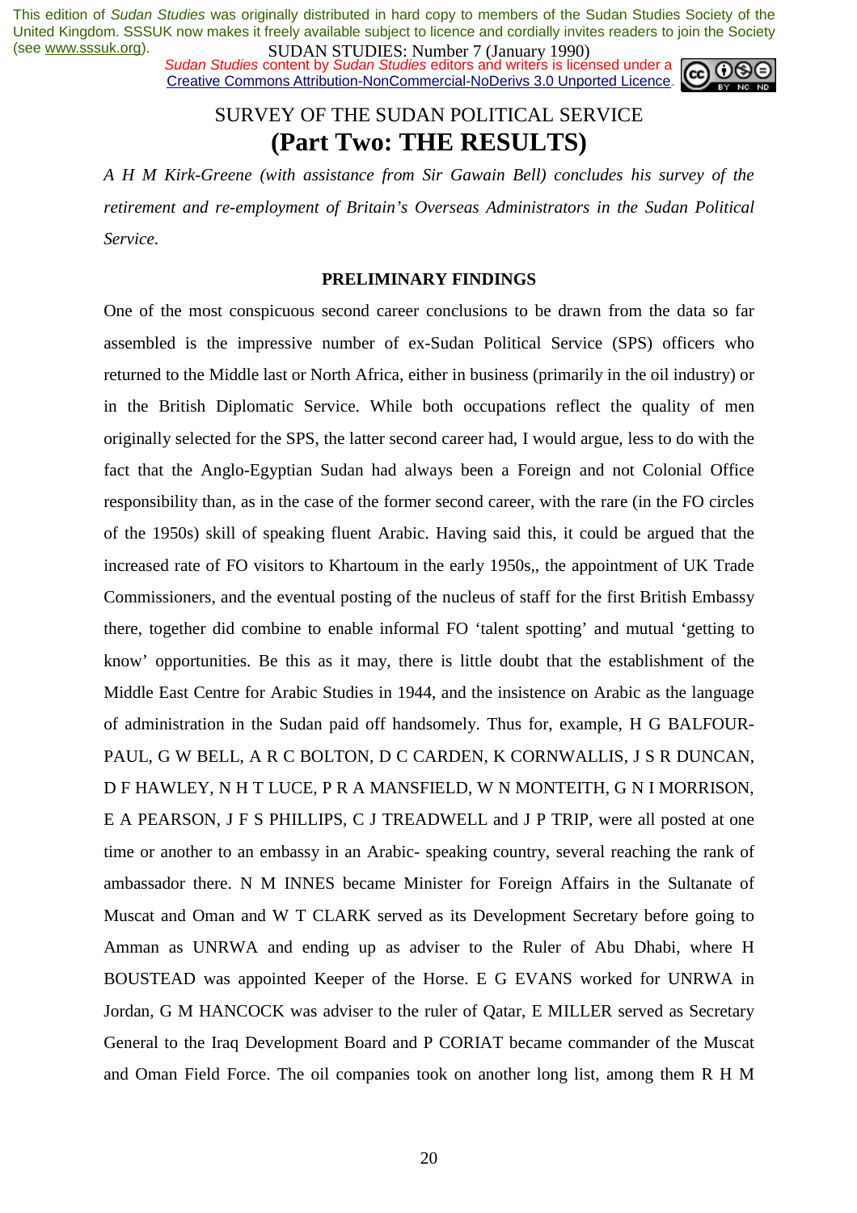This edition of *Sudan Studies* was originally distributed in hard copy to members of the Sudan Studies Society of the United Kingdom. SSSUK now makes it freely available subject to licence and cordially invites readers to join the Society (see www.sssuk.org).

SUDAN STUDIES: Number 7 (January 1990)

*Sudan Studies* content by *Sudan Studies* editors and writers is licensed under a Creative Commons Attribution-NonCommercial-NoDerivs 3.0 Unported Licence.

# SURVEY OF THE SUDAN POLITICAL SERVICE
# (Part Two: THE RESULTS)

*A H M Kirk-Greene (with assistance from Sir Gawain Bell) concludes his survey of the retirement and re-employment of Britain's Overseas Administrators in the Sudan Political Service.*

## PRELIMINARY FINDINGS

One of the most conspicuous second career conclusions to be drawn from the data so far assembled is the impressive number of ex-Sudan Political Service (SPS) officers who returned to the Middle last or North Africa, either in business (primarily in the oil industry) or in the British Diplomatic Service. While both occupations reflect the quality of men originally selected for the SPS, the latter second career had, I would argue, less to do with the fact that the Anglo-Egyptian Sudan had always been a Foreign and not Colonial Office responsibility than, as in the case of the former second career, with the rare (in the FO circles of the 1950s) skill of speaking fluent Arabic. Having said this, it could be argued that the increased rate of FO visitors to Khartoum in the early 1950s,, the appointment of UK Trade Commissioners, and the eventual posting of the nucleus of staff for the first British Embassy there, together did combine to enable informal FO 'talent spotting' and mutual 'getting to know' opportunities. Be this as it may, there is little doubt that the establishment of the Middle East Centre for Arabic Studies in 1944, and the insistence on Arabic as the language of administration in the Sudan paid off handsomely. Thus for, example, H G BALFOUR-PAUL, G W BELL, A R C BOLTON, D C CARDEN, K CORNWALLIS, J S R DUNCAN, D F HAWLEY, N H T LUCE, P R A MANSFIELD, W N MONTEITH, G N I MORRISON, E A PEARSON, J F S PHILLIPS, C J TREADWELL and J P TRIP, were all posted at one time or another to an embassy in an Arabic- speaking country, several reaching the rank of ambassador there. N M INNES became Minister for Foreign Affairs in the Sultanate of Muscat and Oman and W T CLARK served as its Development Secretary before going to Amman as UNRWA and ending up as adviser to the Ruler of Abu Dhabi, where H BOUSTEAD was appointed Keeper of the Horse. E G EVANS worked for UNRWA in Jordan, G M HANCOCK was adviser to the ruler of Qatar, E MILLER served as Secretary General to the Iraq Development Board and P CORIAT became commander of the Muscat and Oman Field Force. The oil companies took on another long list, among them R H M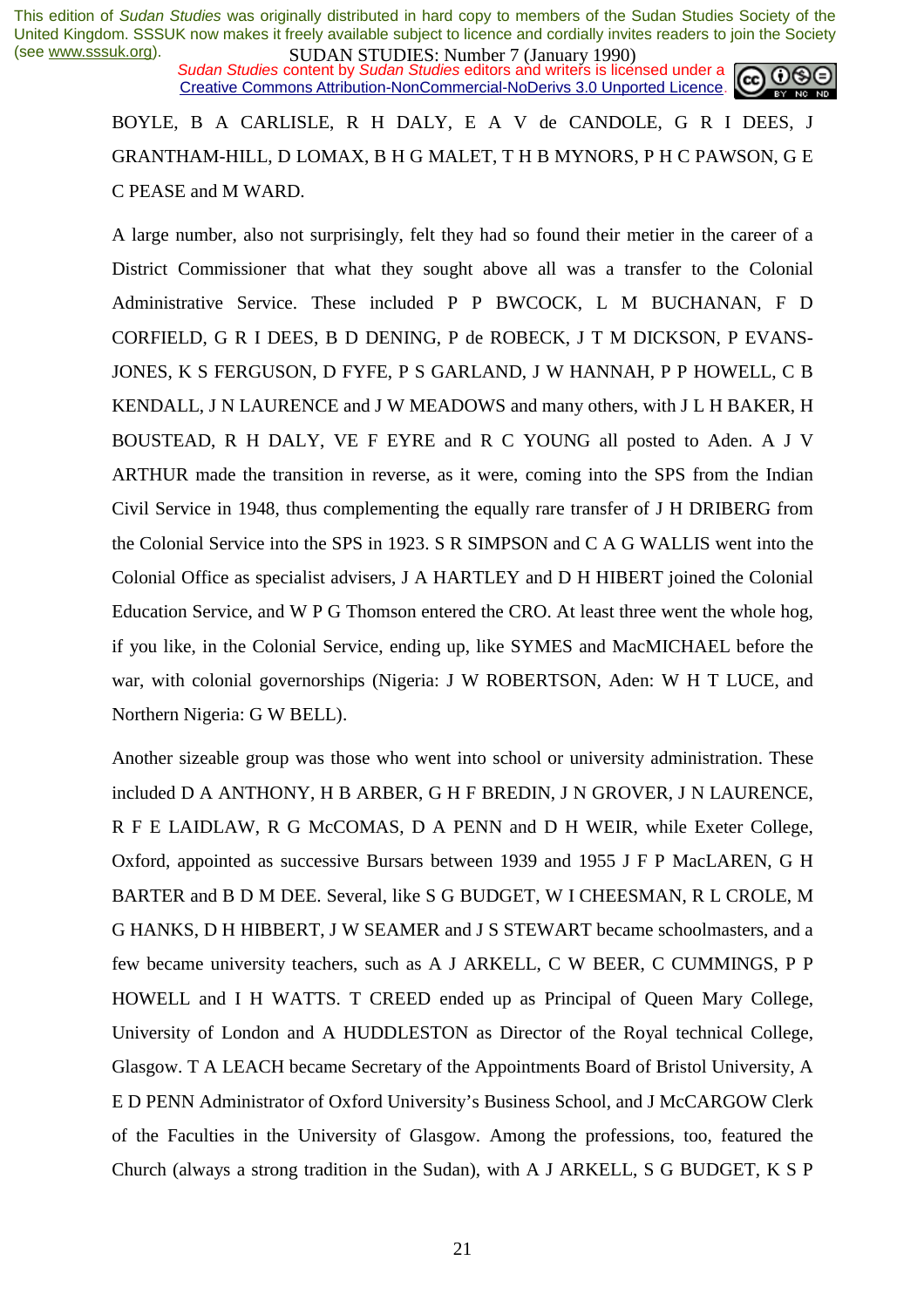BOYLE, B A CARLISLE, R H DALY, E A V de CANDOLE, G R I DEES, J GRANTHAM-HILL, D LOMAX, B H G MALET, T H B MYNORS, P H C PAWSON, G E C PEASE and M WARD.

A large number, also not surprisingly, felt they had so found their metier in the career of a District Commissioner that what they sought above all was a transfer to the Colonial Administrative Service. These included P P BWCOCK, L M BUCHANAN, F D CORFIELD, G R I DEES, B D DENING, P de ROBECK, J T M DICKSON, P EVANS-JONES, K S FERGUSON, D FYFE, P S GARLAND, J W HANNAH, P P HOWELL, C B KENDALL, J N LAURENCE and J W MEADOWS and many others, with J L H BAKER, H BOUSTEAD, R H DALY, VE F EYRE and R C YOUNG all posted to Aden. A J V ARTHUR made the transition in reverse, as it were, coming into the SPS from the Indian Civil Service in 1948, thus complementing the equally rare transfer of J H DRIBERG from the Colonial Service into the SPS in 1923. S R SIMPSON and C A G WALLIS went into the Colonial Office as specialist advisers, J A HARTLEY and D H HIBERT joined the Colonial Education Service, and W P G Thomson entered the CRO. At least three went the whole hog, if you like, in the Colonial Service, ending up, like SYMES and MacMICHAEL before the war, with colonial governorships (Nigeria: J W ROBERTSON, Aden: W H T LUCE, and Northern Nigeria: G W BELL).

Another sizeable group was those who went into school or university administration. These included D A ANTHONY, H B ARBER, G H F BREDIN, J N GROVER, J N LAURENCE, R F E LAIDLAW, R G McCOMAS, D A PENN and D H WEIR, while Exeter College, Oxford, appointed as successive Bursars between 1939 and 1955 J F P MacLAREN, G H BARTER and B D M DEE. Several, like S G BUDGET, W I CHEESMAN, R L CROLE, M G HANKS, D H HIBBERT, J W SEAMER and J S STEWART became schoolmasters, and a few became university teachers, such as A J ARKELL, C W BEER, C CUMMINGS, P P HOWELL and I H WATTS. T CREED ended up as Principal of Queen Mary College, University of London and A HUDDLESTON as Director of the Royal technical College, Glasgow. T A LEACH became Secretary of the Appointments Board of Bristol University, A E D PENN Administrator of Oxford University's Business School, and J McCARGOW Clerk of the Faculties in the University of Glasgow. Among the professions, too, featured the Church (always a strong tradition in the Sudan), with A J ARKELL, S G BUDGET, K S P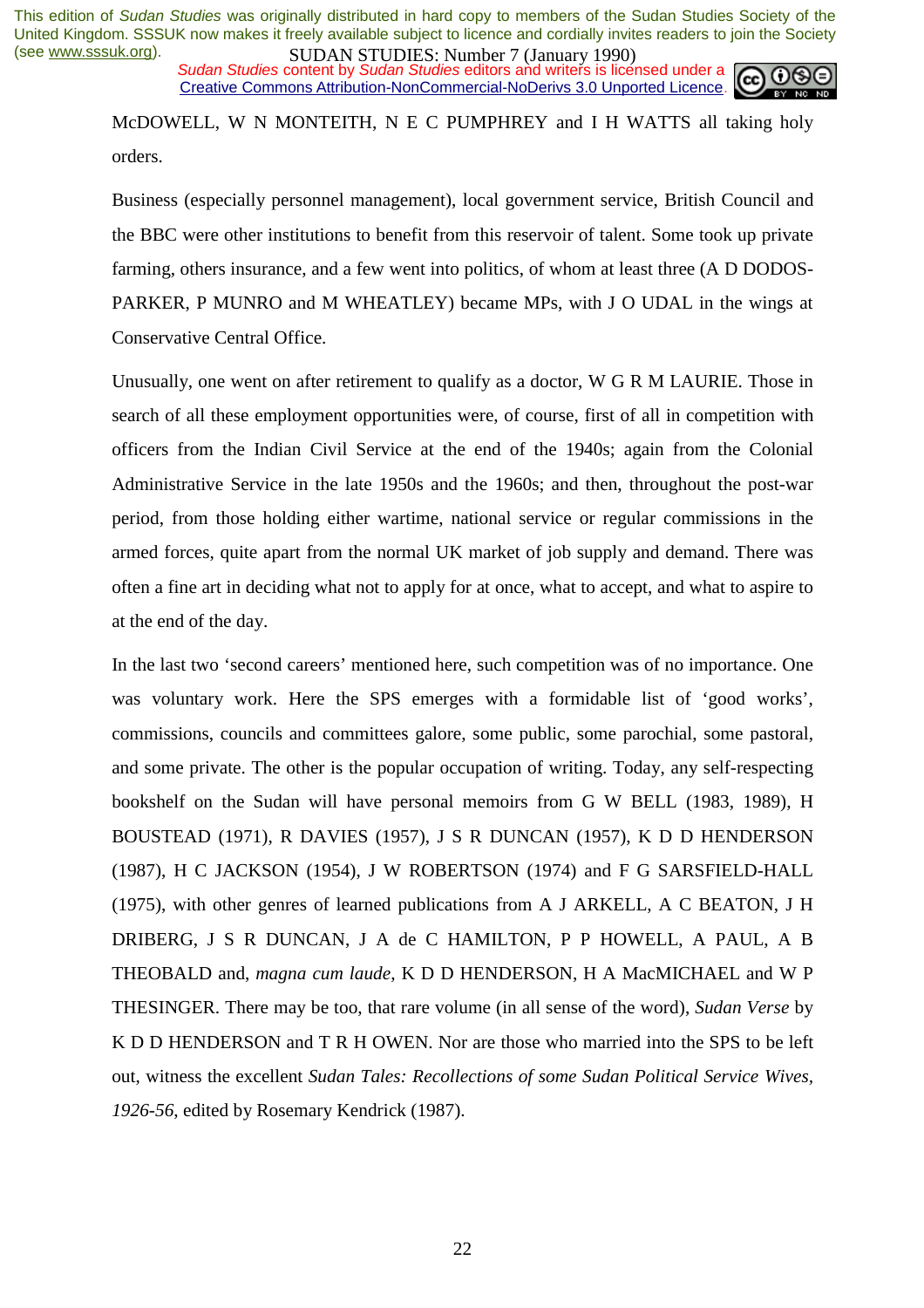McDOWELL, W N MONTEITH, N E C PUMPHREY and I H WATTS all taking holy orders.

Business (especially personnel management), local government service, British Council and the BBC were other institutions to benefit from this reservoir of talent. Some took up private farming, others insurance, and a few went into politics, of whom at least three (A D DODOS-PARKER, P MUNRO and M WHEATLEY) became MPs, with J O UDAL in the wings at Conservative Central Office.

Unusually, one went on after retirement to qualify as a doctor, W G R M LAURIE. Those in search of all these employment opportunities were, of course, first of all in competition with officers from the Indian Civil Service at the end of the 1940s; again from the Colonial Administrative Service in the late 1950s and the 1960s; and then, throughout the post-war period, from those holding either wartime, national service or regular commissions in the armed forces, quite apart from the normal UK market of job supply and demand. There was often a fine art in deciding what not to apply for at once, what to accept, and what to aspire to at the end of the day.

In the last two 'second careers' mentioned here, such competition was of no importance. One was voluntary work. Here the SPS emerges with a formidable list of 'good works', commissions, councils and committees galore, some public, some parochial, some pastoral, and some private. The other is the popular occupation of writing. Today, any self-respecting bookshelf on the Sudan will have personal memoirs from G W BELL (1983, 1989), H BOUSTEAD (1971), R DAVIES (1957), J S R DUNCAN (1957), K D D HENDERSON (1987), H C JACKSON (1954), J W ROBERTSON (1974) and F G SARSFIELD-HALL (1975), with other genres of learned publications from A J ARKELL, A C BEATON, J H DRIBERG, J S R DUNCAN, J A de C HAMILTON, P P HOWELL, A PAUL, A B THEOBALD and, *magna cum laude*, K D D HENDERSON, H A MacMICHAEL and W P THESINGER. There may be too, that rare volume (in all sense of the word), *Sudan Verse* by K D D HENDERSON and T R H OWEN. Nor are those who married into the SPS to be left out, witness the excellent *Sudan Tales: Recollections of some Sudan Political Service Wives, 1926-56*, edited by Rosemary Kendrick (1987).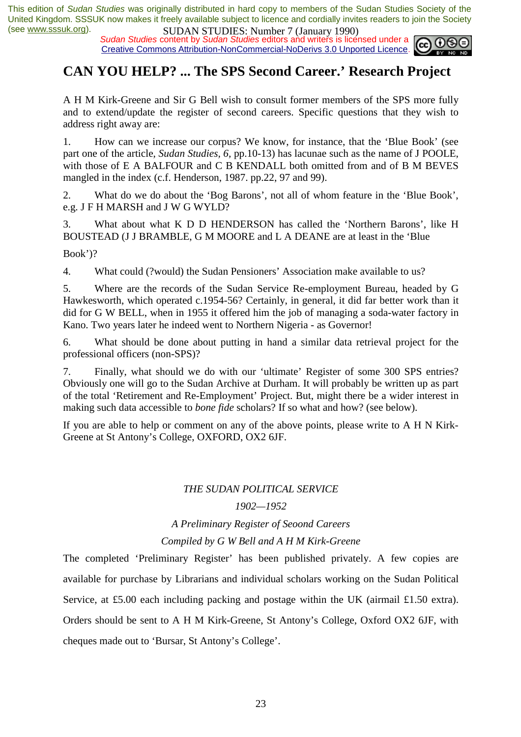# CAN YOU HELP? ... The SPS Second Career.' Research Project

A H M Kirk-Greene and Sir G Bell wish to consult former members of the SPS more fully and to extend/update the register of second careers. Specific questions that they wish to address right away are:

1. How can we increase our corpus? We know, for instance, that the 'Blue Book' (see part one of the article, *Sudan Studies*, *6*, pp.10-13) has lacunae such as the name of J POOLE, with those of E A BALFOUR and C B KENDALL both omitted from and of B M BEVES mangled in the index (c.f. Henderson, 1987. pp.22, 97 and 99).

2. What do we do about the 'Bog Barons', not all of whom feature in the 'Blue Book', e.g. J F H MARSH and J W G WYLD?

3. What about what K D D HENDERSON has called the 'Northern Barons', like H BOUSTEAD (J J BRAMBLE, G M MOORE and L A DEANE are at least in the 'Blue Book')?

4. What could (?would) the Sudan Pensioners' Association make available to us?

5. Where are the records of the Sudan Service Re-employment Bureau, headed by G Hawkesworth, which operated c.1954-56? Certainly, in general, it did far better work than it did for G W BELL, when in 1955 it offered him the job of managing a soda-water factory in Kano. Two years later he indeed went to Northern Nigeria - as Governor!

6. What should be done about putting in hand a similar data retrieval project for the professional officers (non-SPS)?

7. Finally, what should we do with our 'ultimate' Register of some 300 SPS entries? Obviously one will go to the Sudan Archive at Durham. It will probably be written up as part of the total 'Retirement and Re-Employment' Project. But, might there be a wider interest in making such data accessible to *bone fide* scholars? If so what and how? (see below).

If you are able to help or comment on any of the above points, please write to A H N Kirk-Greene at St Antony's College, OXFORD, OX2 6JF.

*THE SUDAN POLITICAL SERVICE*

*1902—1952*

*A Preliminary Register of Seoond Careers*

*Compiled by G W Bell and A H M Kirk-Greene*

The completed 'Preliminary Register' has been published privately. A few copies are available for purchase by Librarians and individual scholars working on the Sudan Political Service, at £5.00 each including packing and postage within the UK (airmail £1.50 extra). Orders should be sent to A H M Kirk-Greene, St Antony's College, Oxford OX2 6JF, with cheques made out to 'Bursar, St Antony's College'.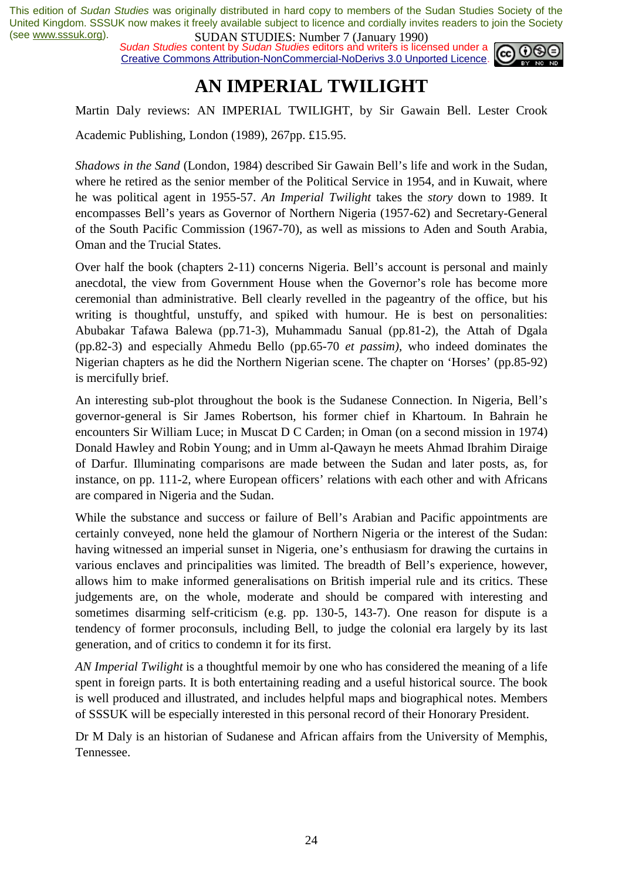This edition of *Sudan Studies* was originally distributed in hard copy to members of the Sudan Studies Society of the United Kingdom. SSSUK now makes it freely available subject to licence and cordially invites readers to join the Society (see www.sssuk.org).

SUDAN STUDIES: Number 7 (January 1990)

*Sudan Studies* content by *Sudan Studies* editors and writers is licensed under a Creative Commons Attribution-NonCommercial-NoDerivs 3.0 Unported Licence.

# AN IMPERIAL TWILIGHT

Martin Daly reviews: AN IMPERIAL TWILIGHT, by Sir Gawain Bell. Lester Crook Academic Publishing, London (1989), 267pp. £15.95.

*Shadows in the Sand* (London, 1984) described Sir Gawain Bell's life and work in the Sudan, where he retired as the senior member of the Political Service in 1954, and in Kuwait, where he was political agent in 1955-57. *An Imperial Twilight* takes the *story* down to 1989. It encompasses Bell's years as Governor of Northern Nigeria (1957-62) and Secretary-General of the South Pacific Commission (1967-70), as well as missions to Aden and South Arabia, Oman and the Trucial States.

Over half the book (chapters 2-11) concerns Nigeria. Bell's account is personal and mainly anecdotal, the view from Government House when the Governor's role has become more ceremonial than administrative. Bell clearly revelled in the pageantry of the office, but his writing is thoughtful, unstuffy, and spiked with humour. He is best on personalities: Abubakar Tafawa Balewa (pp.71-3), Muhammadu Sanual (pp.81-2), the Attah of Dgala (pp.82-3) and especially Ahmedu Bello (pp.65-70 *et passim)*, who indeed dominates the Nigerian chapters as he did the Northern Nigerian scene. The chapter on 'Horses' (pp.85-92) is mercifully brief.

An interesting sub-plot throughout the book is the Sudanese Connection. In Nigeria, Bell's governor-general is Sir James Robertson, his former chief in Khartoum. In Bahrain he encounters Sir William Luce; in Muscat D C Carden; in Oman (on a second mission in 1974) Donald Hawley and Robin Young; and in Umm al-Qawayn he meets Ahmad Ibrahim Diraige of Darfur. Illuminating comparisons are made between the Sudan and later posts, as, for instance, on pp. 111-2, where European officers' relations with each other and with Africans are compared in Nigeria and the Sudan.

While the substance and success or failure of Bell's Arabian and Pacific appointments are certainly conveyed, none held the glamour of Northern Nigeria or the interest of the Sudan: having witnessed an imperial sunset in Nigeria, one's enthusiasm for drawing the curtains in various enclaves and principalities was limited. The breadth of Bell's experience, however, allows him to make informed generalisations on British imperial rule and its critics. These judgements are, on the whole, moderate and should be compared with interesting and sometimes disarming self-criticism (e.g. pp. 130-5, 143-7). One reason for dispute is a tendency of former proconsuls, including Bell, to judge the colonial era largely by its last generation, and of critics to condemn it for its first.

*AN Imperial Twilight* is a thoughtful memoir by one who has considered the meaning of a life spent in foreign parts. It is both entertaining reading and a useful historical source. The book is well produced and illustrated, and includes helpful maps and biographical notes. Members of SSSUK will be especially interested in this personal record of their Honorary President.

Dr M Daly is an historian of Sudanese and African affairs from the University of Memphis, Tennessee.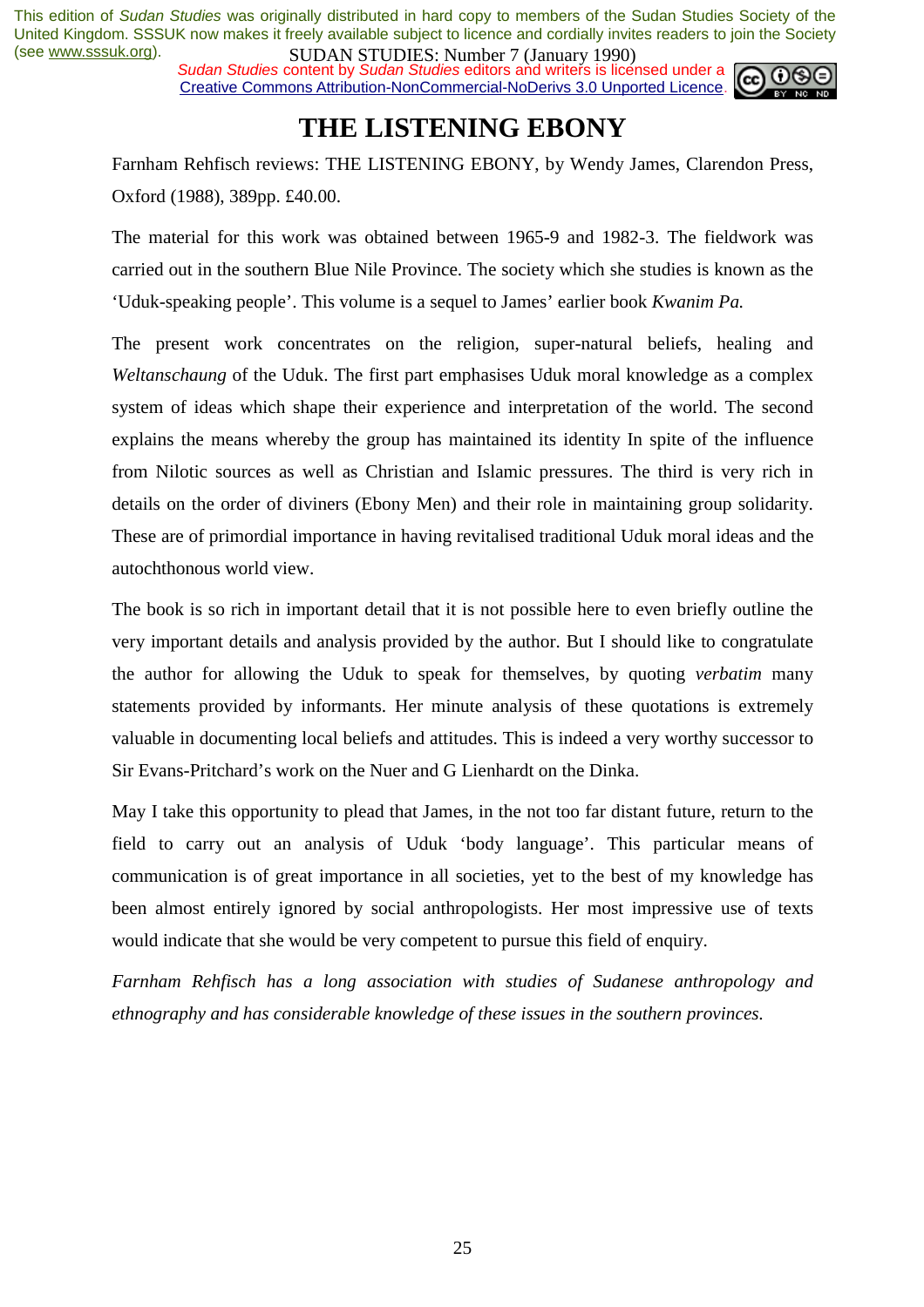# THE LISTENING EBONY

Farnham Rehfisch reviews: THE LISTENING EBONY, by Wendy James, Clarendon Press, Oxford (1988), 389pp. £40.00.

The material for this work was obtained between 1965-9 and 1982-3. The fieldwork was carried out in the southern Blue Nile Province. The society which she studies is known as the 'Uduk-speaking people'. This volume is a sequel to James' earlier book *Kwanim Pa.*

The present work concentrates on the religion, super-natural beliefs, healing and *Weltanschaung* of the Uduk. The first part emphasises Uduk moral knowledge as a complex system of ideas which shape their experience and interpretation of the world. The second explains the means whereby the group has maintained its identity In spite of the influence from Nilotic sources as well as Christian and Islamic pressures. The third is very rich in details on the order of diviners (Ebony Men) and their role in maintaining group solidarity. These are of primordial importance in having revitalised traditional Uduk moral ideas and the autochthonous world view.

The book is so rich in important detail that it is not possible here to even briefly outline the very important details and analysis provided by the author. But I should like to congratulate the author for allowing the Uduk to speak for themselves, by quoting *verbatim* many statements provided by informants. Her minute analysis of these quotations is extremely valuable in documenting local beliefs and attitudes. This is indeed a very worthy successor to Sir Evans-Pritchard's work on the Nuer and G Lienhardt on the Dinka.

May I take this opportunity to plead that James, in the not too far distant future, return to the field to carry out an analysis of Uduk 'body language'. This particular means of communication is of great importance in all societies, yet to the best of my knowledge has been almost entirely ignored by social anthropologists. Her most impressive use of texts would indicate that she would be very competent to pursue this field of enquiry.

*Farnham Rehfisch has a long association with studies of Sudanese anthropology and ethnography and has considerable knowledge of these issues in the southern provinces.*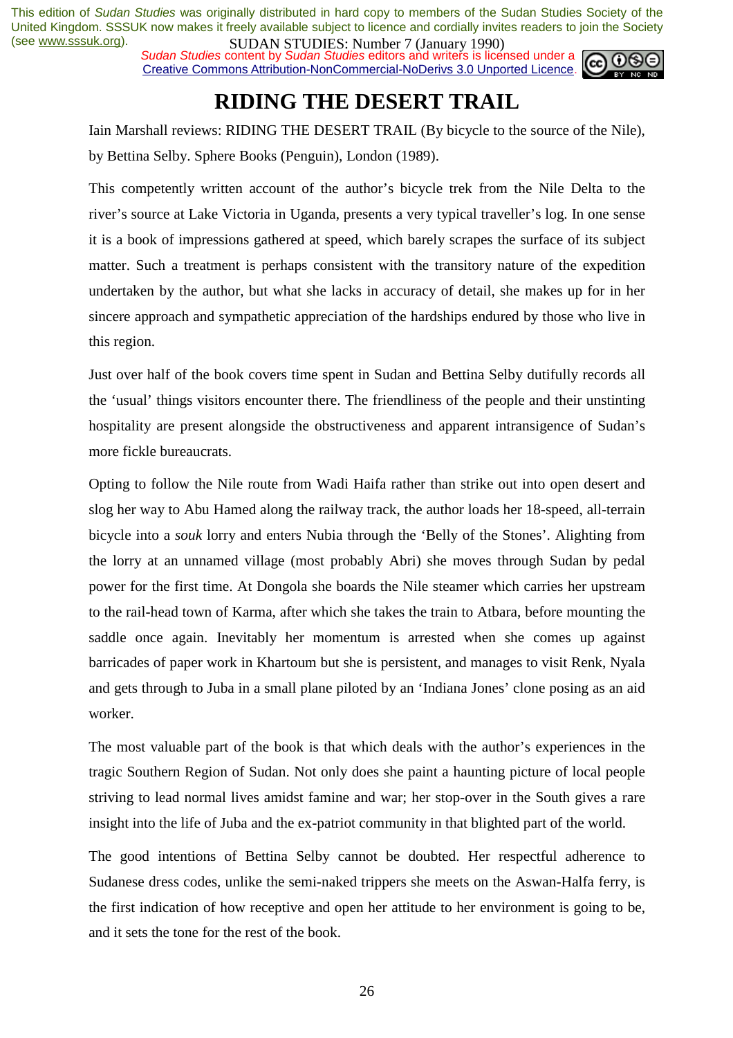This edition of *Sudan Studies* was originally distributed in hard copy to members of the Sudan Studies Society of the United Kingdom. SSSUK now makes it freely available subject to licence and cordially invites readers to join the Society (see www.sssuk.org).

*Sudan Studies* content by *Sudan Studies* editors and writers is licensed under a Creative Commons Attribution-NonCommercial-NoDerivs 3.0 Unported Licence.

# RIDING THE DESERT TRAIL

Iain Marshall reviews: RIDING THE DESERT TRAIL (By bicycle to the source of the Nile), by Bettina Selby. Sphere Books (Penguin), London (1989).

This competently written account of the author's bicycle trek from the Nile Delta to the river's source at Lake Victoria in Uganda, presents a very typical traveller's log. In one sense it is a book of impressions gathered at speed, which barely scrapes the surface of its subject matter. Such a treatment is perhaps consistent with the transitory nature of the expedition undertaken by the author, but what she lacks in accuracy of detail, she makes up for in her sincere approach and sympathetic appreciation of the hardships endured by those who live in this region.

Just over half of the book covers time spent in Sudan and Bettina Selby dutifully records all the 'usual' things visitors encounter there. The friendliness of the people and their unstinting hospitality are present alongside the obstructiveness and apparent intransigence of Sudan's more fickle bureaucrats.

Opting to follow the Nile route from Wadi Haifa rather than strike out into open desert and slog her way to Abu Hamed along the railway track, the author loads her 18-speed, all-terrain bicycle into a *souk* lorry and enters Nubia through the 'Belly of the Stones'. Alighting from the lorry at an unnamed village (most probably Abri) she moves through Sudan by pedal power for the first time. At Dongola she boards the Nile steamer which carries her upstream to the rail-head town of Karma, after which she takes the train to Atbara, before mounting the saddle once again. Inevitably her momentum is arrested when she comes up against barricades of paper work in Khartoum but she is persistent, and manages to visit Renk, Nyala and gets through to Juba in a small plane piloted by an 'Indiana Jones' clone posing as an aid worker.

The most valuable part of the book is that which deals with the author's experiences in the tragic Southern Region of Sudan. Not only does she paint a haunting picture of local people striving to lead normal lives amidst famine and war; her stop-over in the South gives a rare insight into the life of Juba and the ex-patriot community in that blighted part of the world.

The good intentions of Bettina Selby cannot be doubted. Her respectful adherence to Sudanese dress codes, unlike the semi-naked trippers she meets on the Aswan-Halfa ferry, is the first indication of how receptive and open her attitude to her environment is going to be, and it sets the tone for the rest of the book.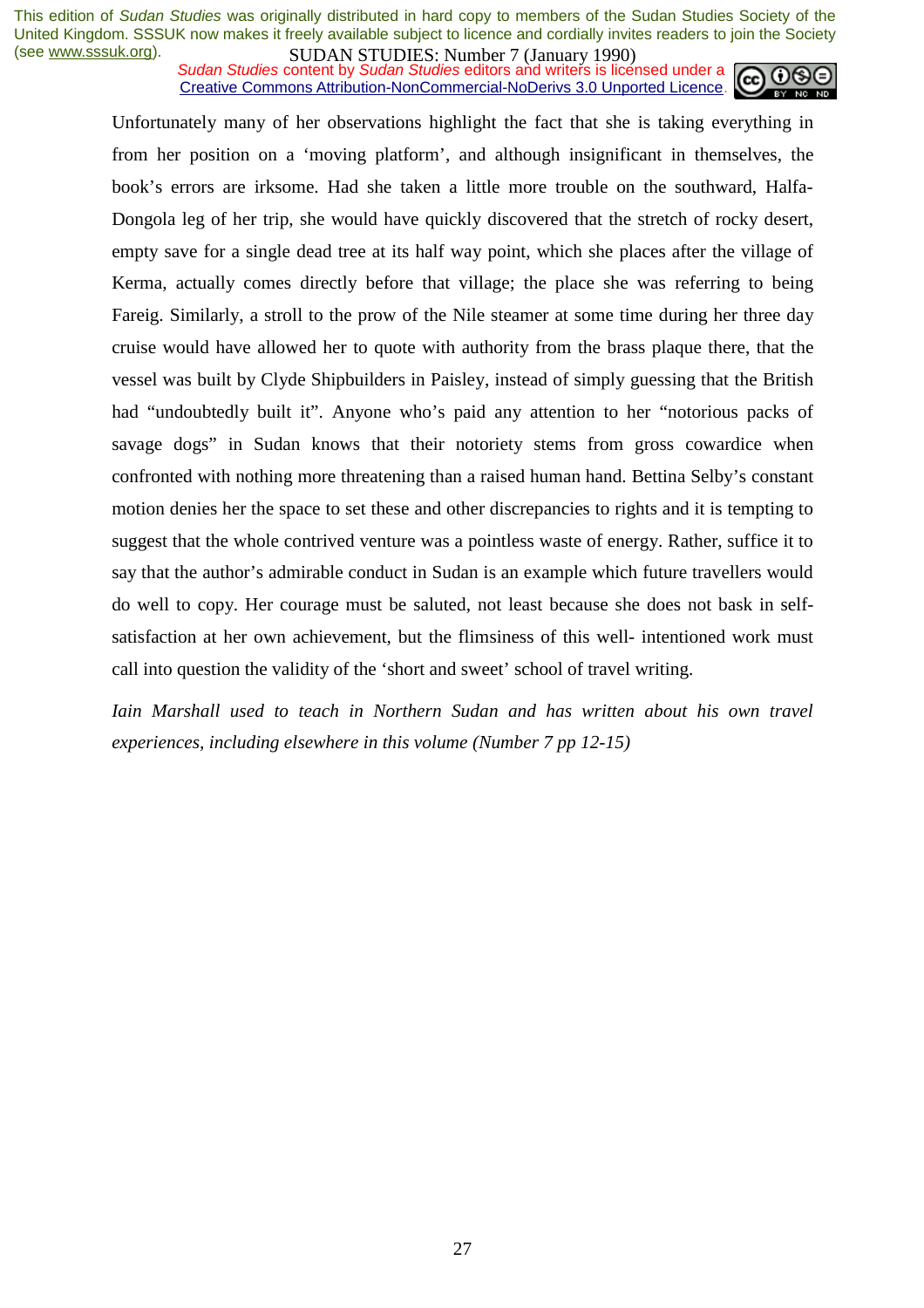Unfortunately many of her observations highlight the fact that she is taking everything in from her position on a 'moving platform', and although insignificant in themselves, the book's errors are irksome. Had she taken a little more trouble on the southward, Halfa-Dongola leg of her trip, she would have quickly discovered that the stretch of rocky desert, empty save for a single dead tree at its half way point, which she places after the village of Kerma, actually comes directly before that village; the place she was referring to being Fareig. Similarly, a stroll to the prow of the Nile steamer at some time during her three day cruise would have allowed her to quote with authority from the brass plaque there, that the vessel was built by Clyde Shipbuilders in Paisley, instead of simply guessing that the British had "undoubtedly built it". Anyone who's paid any attention to her "notorious packs of savage dogs" in Sudan knows that their notoriety stems from gross cowardice when confronted with nothing more threatening than a raised human hand. Bettina Selby's constant motion denies her the space to set these and other discrepancies to rights and it is tempting to suggest that the whole contrived venture was a pointless waste of energy. Rather, suffice it to say that the author's admirable conduct in Sudan is an example which future travellers would do well to copy. Her courage must be saluted, not least because she does not bask in self-satisfaction at her own achievement, but the flimsiness of this well- intentioned work must call into question the validity of the 'short and sweet' school of travel writing.

*Iain Marshall used to teach in Northern Sudan and has written about his own travel experiences, including elsewhere in this volume (Number 7 pp 12-15)*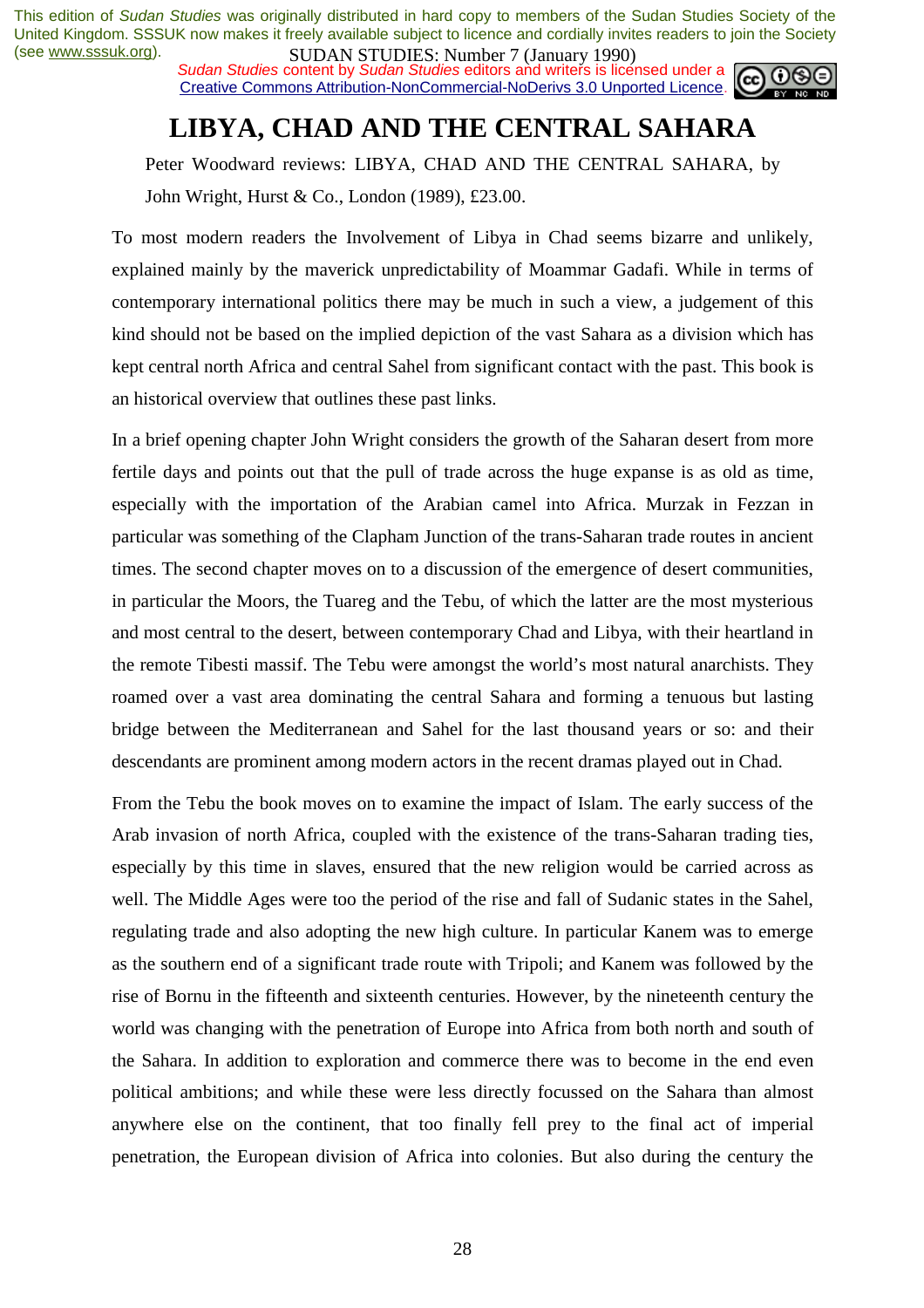This edition of *Sudan Studies* was originally distributed in hard copy to members of the Sudan Studies Society of the United Kingdom. SSSUK now makes it freely available subject to licence and cordially invites readers to join the Society (see www.sssuk.org).

*Sudan Studies* content by *Sudan Studies* editors and writers is licensed under a Creative Commons Attribution-NonCommercial-NoDerivs 3.0 Unported Licence.

# LIBYA, CHAD AND THE CENTRAL SAHARA

Peter Woodward reviews: LIBYA, CHAD AND THE CENTRAL SAHARA, by John Wright, Hurst & Co., London (1989), £23.00.

To most modern readers the Involvement of Libya in Chad seems bizarre and unlikely, explained mainly by the maverick unpredictability of Moammar Gadafi. While in terms of contemporary international politics there may be much in such a view, a judgement of this kind should not be based on the implied depiction of the vast Sahara as a division which has kept central north Africa and central Sahel from significant contact with the past. This book is an historical overview that outlines these past links.

In a brief opening chapter John Wright considers the growth of the Saharan desert from more fertile days and points out that the pull of trade across the huge expanse is as old as time, especially with the importation of the Arabian camel into Africa. Murzak in Fezzan in particular was something of the Clapham Junction of the trans-Saharan trade routes in ancient times. The second chapter moves on to a discussion of the emergence of desert communities, in particular the Moors, the Tuareg and the Tebu, of which the latter are the most mysterious and most central to the desert, between contemporary Chad and Libya, with their heartland in the remote Tibesti massif. The Tebu were amongst the world's most natural anarchists. They roamed over a vast area dominating the central Sahara and forming a tenuous but lasting bridge between the Mediterranean and Sahel for the last thousand years or so: and their descendants are prominent among modern actors in the recent dramas played out in Chad.

From the Tebu the book moves on to examine the impact of Islam. The early success of the Arab invasion of north Africa, coupled with the existence of the trans-Saharan trading ties, especially by this time in slaves, ensured that the new religion would be carried across as well. The Middle Ages were too the period of the rise and fall of Sudanic states in the Sahel, regulating trade and also adopting the new high culture. In particular Kanem was to emerge as the southern end of a significant trade route with Tripoli; and Kanem was followed by the rise of Bornu in the fifteenth and sixteenth centuries. However, by the nineteenth century the world was changing with the penetration of Europe into Africa from both north and south of the Sahara. In addition to exploration and commerce there was to become in the end even political ambitions; and while these were less directly focussed on the Sahara than almost anywhere else on the continent, that too finally fell prey to the final act of imperial penetration, the European division of Africa into colonies. But also during the century the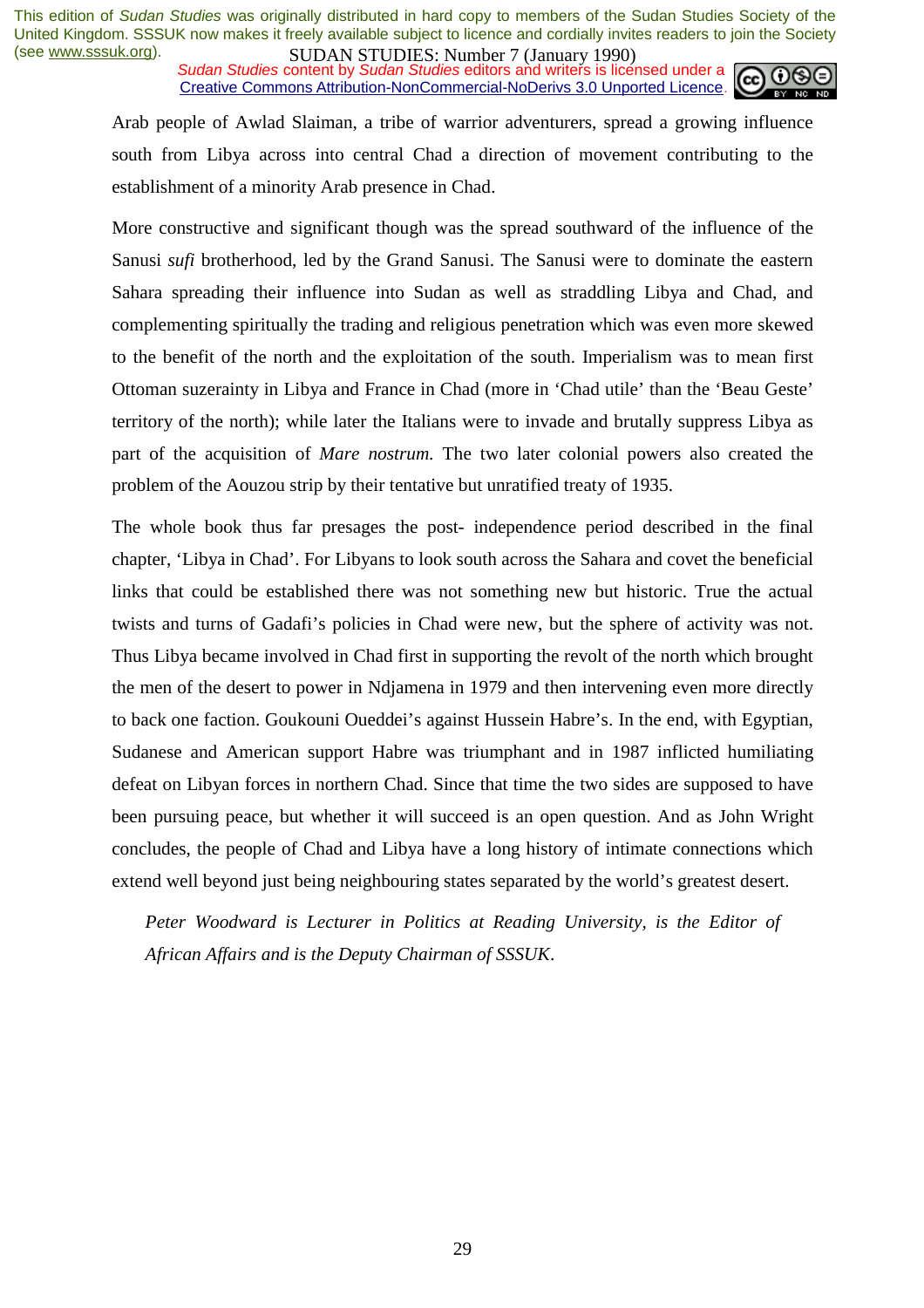Arab people of Awlad Slaiman, a tribe of warrior adventurers, spread a growing influence south from Libya across into central Chad a direction of movement contributing to the establishment of a minority Arab presence in Chad.

More constructive and significant though was the spread southward of the influence of the Sanusi *sufi* brotherhood, led by the Grand Sanusi. The Sanusi were to dominate the eastern Sahara spreading their influence into Sudan as well as straddling Libya and Chad, and complementing spiritually the trading and religious penetration which was even more skewed to the benefit of the north and the exploitation of the south. Imperialism was to mean first Ottoman suzerainty in Libya and France in Chad (more in 'Chad utile' than the 'Beau Geste' territory of the north); while later the Italians were to invade and brutally suppress Libya as part of the acquisition of *Mare nostrum.* The two later colonial powers also created the problem of the Aouzou strip by their tentative but unratified treaty of 1935.

The whole book thus far presages the post- independence period described in the final chapter, 'Libya in Chad'. For Libyans to look south across the Sahara and covet the beneficial links that could be established there was not something new but historic. True the actual twists and turns of Gadafi's policies in Chad were new, but the sphere of activity was not. Thus Libya became involved in Chad first in supporting the revolt of the north which brought the men of the desert to power in Ndjamena in 1979 and then intervening even more directly to back one faction. Goukouni Oueddei's against Hussein Habre's. In the end, with Egyptian, Sudanese and American support Habre was triumphant and in 1987 inflicted humiliating defeat on Libyan forces in northern Chad. Since that time the two sides are supposed to have been pursuing peace, but whether it will succeed is an open question. And as John Wright concludes, the people of Chad and Libya have a long history of intimate connections which extend well beyond just being neighbouring states separated by the world's greatest desert.

*Peter Woodward is Lecturer in Politics at Reading University, is the Editor of African Affairs and is the Deputy Chairman of SSSUK.*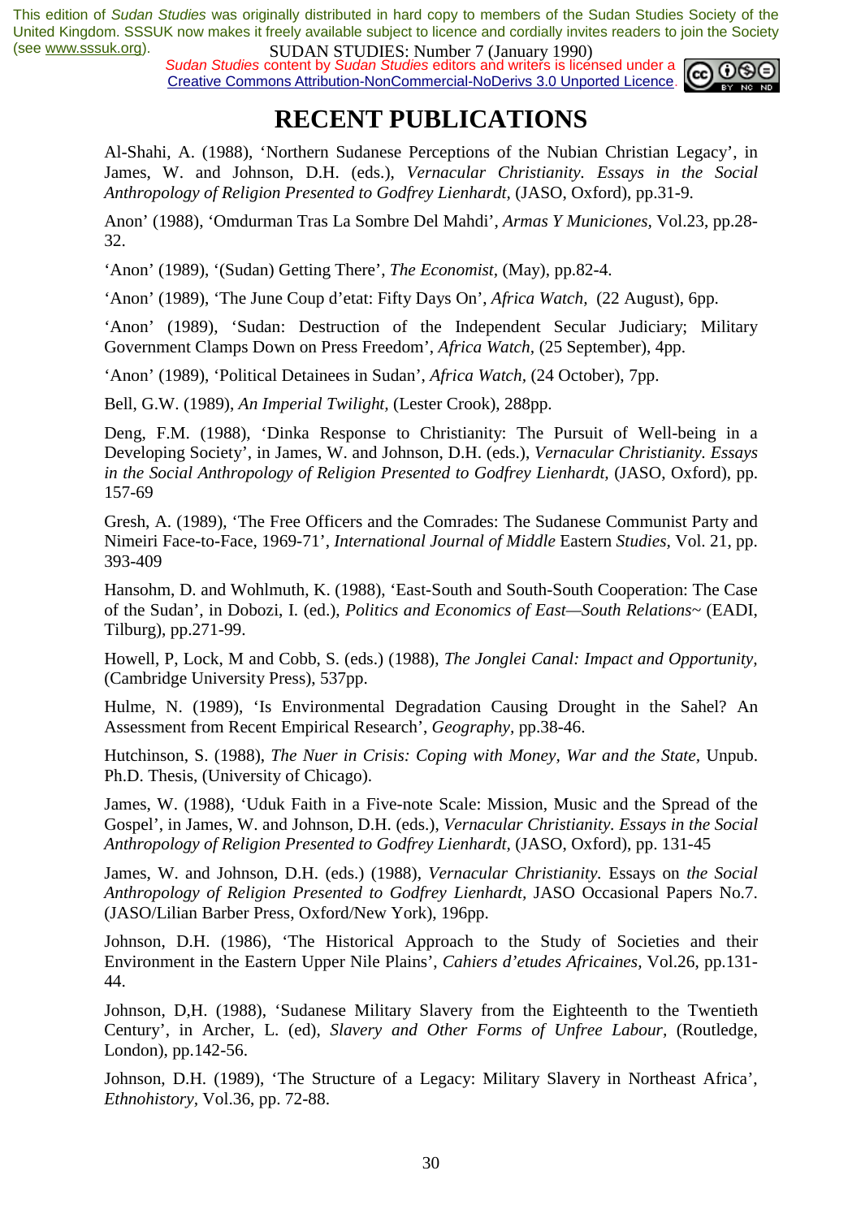# RECENT PUBLICATIONS

Al-Shahi, A. (1988), 'Northern Sudanese Perceptions of the Nubian Christian Legacy', in James, W. and Johnson, D.H. (eds.), *Vernacular Christianity. Essays in the Social Anthropology of Religion Presented to Godfrey Lienhardt*, (JASO, Oxford), pp.31-9.

Anon' (1988), 'Omdurman Tras La Sombre Del Mahdi', *Armas Y Municiones*, Vol.23, pp.28-32.

'Anon' (1989), '(Sudan) Getting There', *The Economist*, (May), pp.82-4.

'Anon' (1989), 'The June Coup d'etat: Fifty Days On', *Africa Watch*, (22 August), 6pp.

'Anon' (1989), 'Sudan: Destruction of the Independent Secular Judiciary; Military Government Clamps Down on Press Freedom', *Africa Watch*, (25 September), 4pp.

'Anon' (1989), 'Political Detainees in Sudan', *Africa Watch*, (24 October), 7pp.

Bell, G.W. (1989), *An Imperial Twilight*, (Lester Crook), 288pp.

Deng, F.M. (1988), 'Dinka Response to Christianity: The Pursuit of Well-being in a Developing Society', in James, W. and Johnson, D.H. (eds.), *Vernacular Christianity. Essays in the Social Anthropology of Religion Presented to Godfrey Lienhardt*, (JASO, Oxford), pp. 157-69

Gresh, A. (1989), 'The Free Officers and the Comrades: The Sudanese Communist Party and Nimeiri Face-to-Face, 1969-71', *International Journal of Middle* Eastern *Studies*, Vol. 21, pp. 393-409

Hansohm, D. and Wohlmuth, K. (1988), 'East-South and South-South Cooperation: The Case of the Sudan', in Dobozi, I. (ed.), *Politics and Economics of East—South Relations~* (EADI, Tilburg), pp.271-99.

Howell, P, Lock, M and Cobb, S. (eds.) (1988), *The Jonglei Canal: Impact and Opportunity*, (Cambridge University Press), 537pp.

Hulme, N. (1989), 'Is Environmental Degradation Causing Drought in the Sahel? An Assessment from Recent Empirical Research', *Geography*, pp.38-46.

Hutchinson, S. (1988), *The Nuer in Crisis: Coping with Money, War and the State*, Unpub. Ph.D. Thesis, (University of Chicago).

James, W. (1988), 'Uduk Faith in a Five-note Scale: Mission, Music and the Spread of the Gospel', in James, W. and Johnson, D.H. (eds.), *Vernacular Christianity. Essays in the Social Anthropology of Religion Presented to Godfrey Lienhardt*, (JASO, Oxford), pp. 131-45

James, W. and Johnson, D.H. (eds.) (1988), *Vernacular Christianity.* Essays on *the Social Anthropology of Religion Presented to Godfrey Lienhardt*, JASO Occasional Papers No.7. (JASO/Lilian Barber Press, Oxford/New York), 196pp.

Johnson, D.H. (1986), 'The Historical Approach to the Study of Societies and their Environment in the Eastern Upper Nile Plains', *Cahiers d'etudes Africaines*, Vol.26, pp.131-44.

Johnson, D,H. (1988), 'Sudanese Military Slavery from the Eighteenth to the Twentieth Century', in Archer, L. (ed), *Slavery and Other Forms of Unfree Labour*, (Routledge, London), pp.142-56.

Johnson, D.H. (1989), 'The Structure of a Legacy: Military Slavery in Northeast Africa', *Ethnohistory*, Vol.36, pp. 72-88.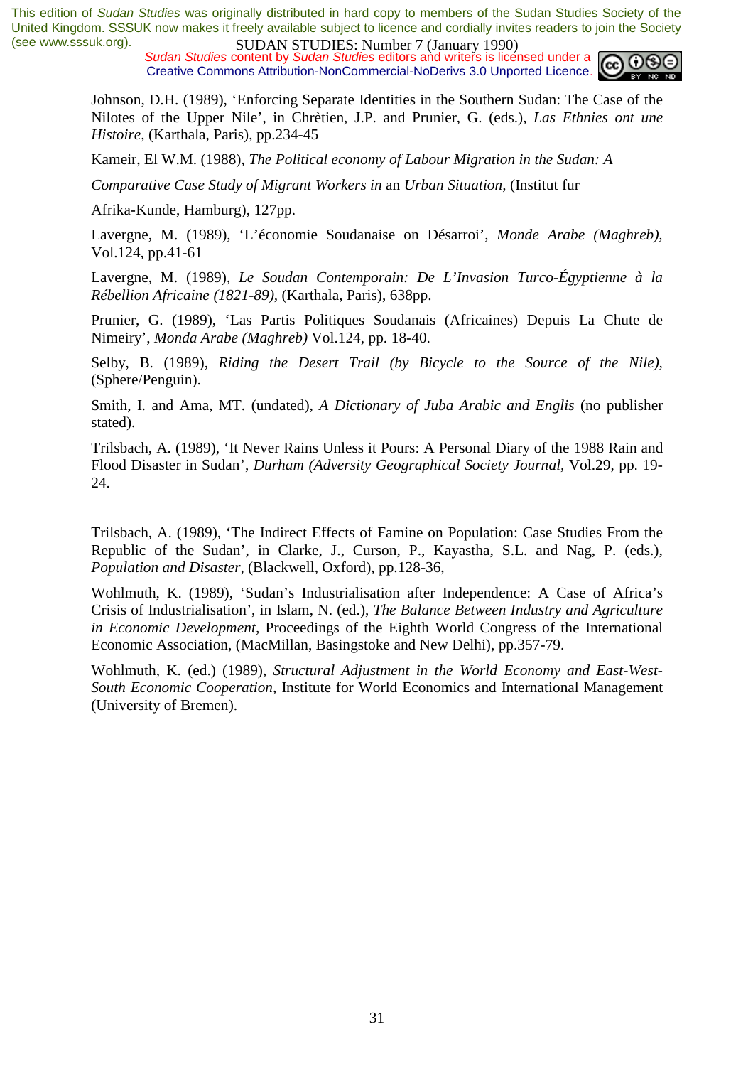Johnson, D.H. (1989), 'Enforcing Separate Identities in the Southern Sudan: The Case of the Nilotes of the Upper Nile', in Chrètien, J.P. and Prunier, G. (eds.), *Las Ethnies ont une Histoire*, (Karthala, Paris), pp.234-45

Kameir, El W.M. (1988), *The Political economy of Labour Migration in the Sudan: A*

*Comparative Case Study of Migrant Workers in* an *Urban Situation*, (Institut fur

Afrika-Kunde, Hamburg), 127pp.

Lavergne, M. (1989), 'L'économie Soudanaise on Désarroi', *Monde Arabe (Maghreb)*, Vol.124, pp.41-61

Lavergne, M. (1989), *Le Soudan Contemporain: De L'Invasion Turco-Égyptienne à la Rébellion Africaine (1821-89)*, (Karthala, Paris), 638pp.

Prunier, G. (1989), 'Las Partis Politiques Soudanais (Africaines) Depuis La Chute de Nimeiry', *Monda Arabe (Maghreb)* Vol.124, pp. 18-40.

Selby, B. (1989), *Riding the Desert Trail (by Bicycle to the Source of the Nile)*, (Sphere/Penguin).

Smith, I. and Ama, MT. (undated), *A Dictionary of Juba Arabic and Englis* (no publisher stated).

Trilsbach, A. (1989), 'It Never Rains Unless it Pours: A Personal Diary of the 1988 Rain and Flood Disaster in Sudan', *Durham (Adversity Geographical Society Journal*, Vol.29, pp. 19-24.

Trilsbach, A. (1989), 'The Indirect Effects of Famine on Population: Case Studies From the Republic of the Sudan', in Clarke, J., Curson, P., Kayastha, S.L. and Nag, P. (eds.), *Population and Disaster*, (Blackwell, Oxford), pp.128-36,

Wohlmuth, K. (1989), 'Sudan's Industrialisation after Independence: A Case of Africa's Crisis of Industrialisation', in Islam, N. (ed.), *The Balance Between Industry and Agriculture in Economic Development*, Proceedings of the Eighth World Congress of the International Economic Association, (MacMillan, Basingstoke and New Delhi), pp.357-79.

Wohlmuth, K. (ed.) (1989), *Structural Adjustment in the World Economy and East-West-South Economic Cooperation*, Institute for World Economics and International Management (University of Bremen).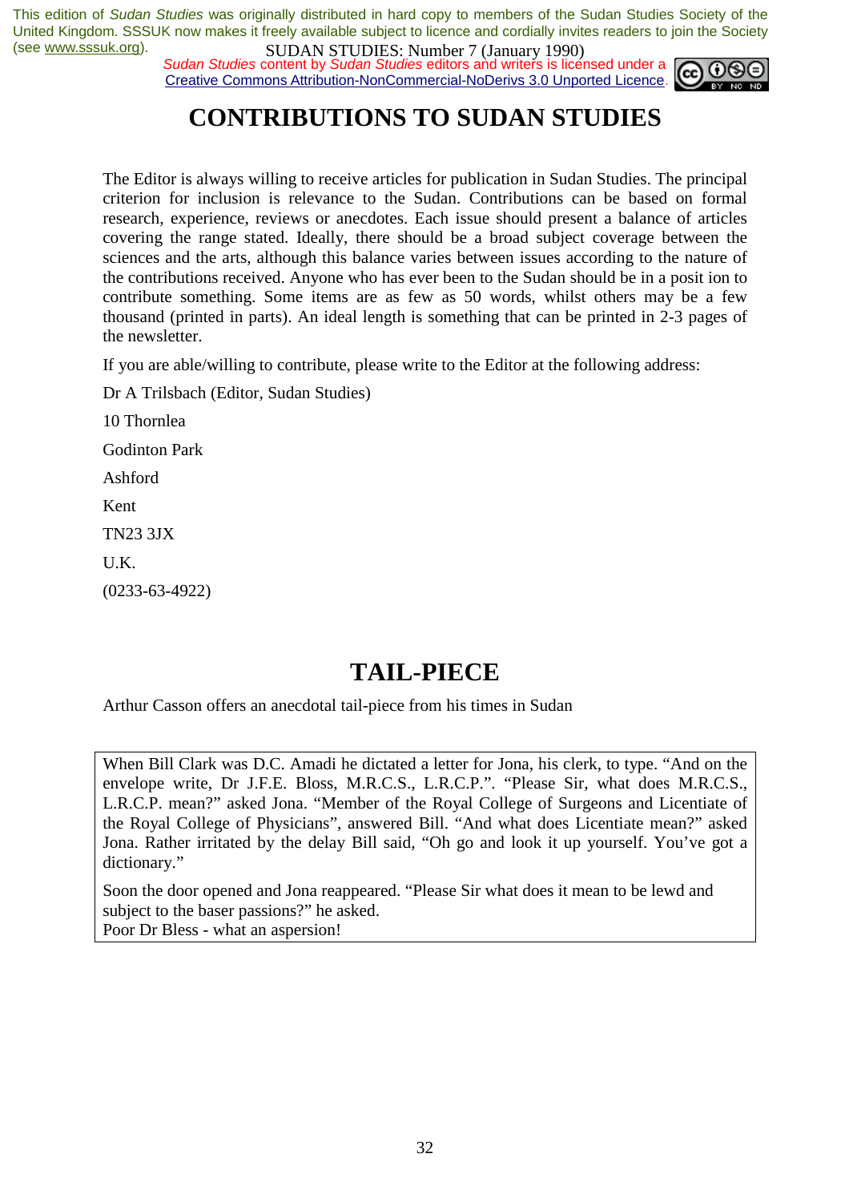This edition of *Sudan Studies* was originally distributed in hard copy to members of the Sudan Studies Society of the United Kingdom. SSSUK now makes it freely available subject to licence and cordially invites readers to join the Society (see www.sssuk.org).

*Sudan Studies* content by *Sudan Studies* editors and writers is licensed under a Creative Commons Attribution-NonCommercial-NoDerivs 3.0 Unported Licence.

# CONTRIBUTIONS TO SUDAN STUDIES

The Editor is always willing to receive articles for publication in Sudan Studies. The principal criterion for inclusion is relevance to the Sudan. Contributions can be based on formal research, experience, reviews or anecdotes. Each issue should present a balance of articles covering the range stated. Ideally, there should be a broad subject coverage between the sciences and the arts, although this balance varies between issues according to the nature of the contributions received. Anyone who has ever been to the Sudan should be in a posit ion to contribute something. Some items are as few as 50 words, whilst others may be a few thousand (printed in parts). An ideal length is something that can be printed in 2-3 pages of the newsletter.

If you are able/willing to contribute, please write to the Editor at the following address:

Dr A Trilsbach (Editor, Sudan Studies)

10 Thornlea

Godinton Park

Ashford

Kent

TN23 3JX

U.K.

(0233-63-4922)

# TAIL-PIECE

Arthur Casson offers an anecdotal tail-piece from his times in Sudan

When Bill Clark was D.C. Amadi he dictated a letter for Jona, his clerk, to type. "And on the envelope write, Dr J.F.E. Bloss, M.R.C.S., L.R.C.P.". "Please Sir, what does M.R.C.S., L.R.C.P. mean?" asked Jona. "Member of the Royal College of Surgeons and Licentiate of the Royal College of Physicians", answered Bill. "And what does Licentiate mean?" asked Jona. Rather irritated by the delay Bill said, "Oh go and look it up yourself. You've got a dictionary."

Soon the door opened and Jona reappeared. "Please Sir what does it mean to be lewd and subject to the baser passions?" he asked.
Poor Dr Bless - what an aspersion!